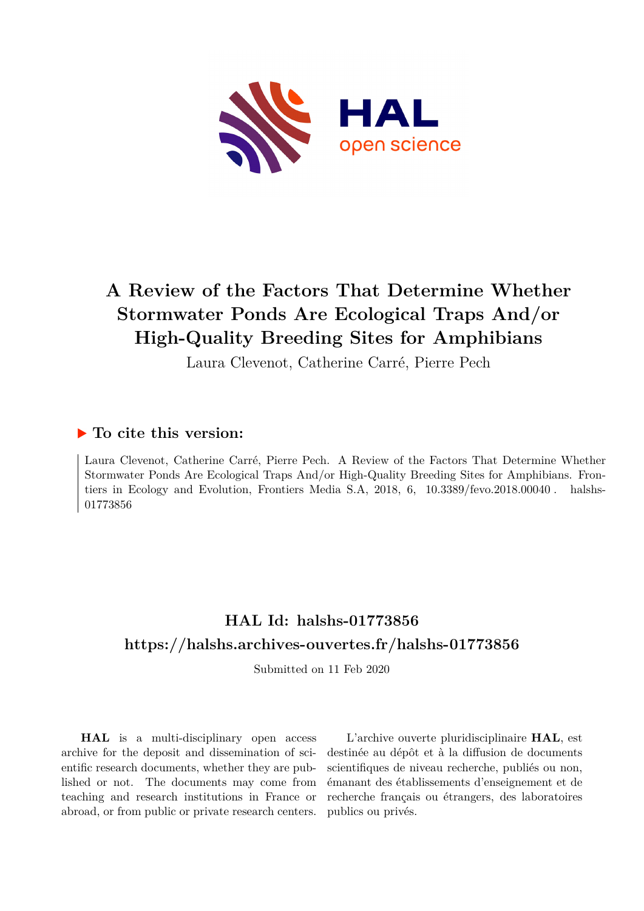# A Review of the Factors That Determine Whether Stormwater Ponds Are Ecological Traps And/or High-Quality Breeding Sites for Amphibians

Laura Clevenot, Catherine Carré, Pierre Pech

## ▶ To cite this version:

Laura Clevenot, Catherine Carré, Pierre Pech. A Review of the Factors That Determine Whether Stormwater Ponds Are Ecological Traps And/or High-Quality Breeding Sites for Amphibians. Frontiers in Ecology and Evolution, Frontiers Media S.A, 2018, 6, 10.3389/fevo.2018.00040. halshs-01773856

## HAL Id: halshs-01773856

## https://halshs.archives-ouvertes.fr/halshs-01773856

Submitted on 11 Feb 2020

**HAL** is a multi-disciplinary open access archive for the deposit and dissemination of scientific research documents, whether they are published or not. The documents may come from teaching and research institutions in France or abroad, or from public or private research centers.

L'archive ouverte pluridisciplinaire **HAL**, est destinée au dépôt et à la diffusion de documents scientifiques de niveau recherche, publiés ou non, émanant des établissements d'enseignement et de recherche français ou étrangers, des laboratoires publics ou privés.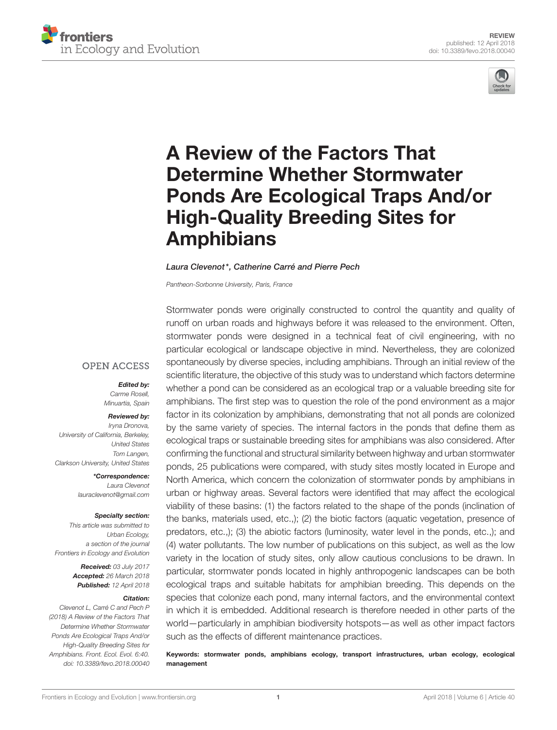# A Review of the Factors That Determine Whether Stormwater Ponds Are Ecological Traps And/or High-Quality Breeding Sites for Amphibians

*Laura Clevenot\*, Catherine Carré and Pierre Pech*

*Pantheon-Sorbonne University, Paris, France*

**OPEN ACCESS**

***Edited by:***
*Carme Rosell,*
*Minuartia, Spain*

***Reviewed by:***
*Iryna Dronova,*
*University of California, Berkeley, United States*
*Tom Langen,*
*Clarkson University, United States*

***\*Correspondence:***
*Laura Clevenot*
*lauraclevenot@gmail.com*

***Specialty section:***
*This article was submitted to Urban Ecology, a section of the journal Frontiers in Ecology and Evolution*

***Received:*** *03 July 2017*
***Accepted:*** *26 March 2018*
***Published:*** *12 April 2018*

***Citation:***
*Clevenot L, Carré C and Pech P (2018) A Review of the Factors That Determine Whether Stormwater Ponds Are Ecological Traps And/or High-Quality Breeding Sites for Amphibians. Front. Ecol. Evol. 6:40. doi: 10.3389/fevo.2018.00040*

Stormwater ponds were originally constructed to control the quantity and quality of runoff on urban roads and highways before it was released to the environment. Often, stormwater ponds were designed in a technical feat of civil engineering, with no particular ecological or landscape objective in mind. Nevertheless, they are colonized spontaneously by diverse species, including amphibians. Through an initial review of the scientific literature, the objective of this study was to understand which factors determine whether a pond can be considered as an ecological trap or a valuable breeding site for amphibians. The first step was to question the role of the pond environment as a major factor in its colonization by amphibians, demonstrating that not all ponds are colonized by the same variety of species. The internal factors in the ponds that define them as ecological traps or sustainable breeding sites for amphibians was also considered. After confirming the functional and structural similarity between highway and urban stormwater ponds, 25 publications were compared, with study sites mostly located in Europe and North America, which concern the colonization of stormwater ponds by amphibians in urban or highway areas. Several factors were identified that may affect the ecological viability of these basins: (1) the factors related to the shape of the ponds (inclination of the banks, materials used, etc.,); (2) the biotic factors (aquatic vegetation, presence of predators, etc.,); (3) the abiotic factors (luminosity, water level in the ponds, etc.,); and (4) water pollutants. The low number of publications on this subject, as well as the low variety in the location of study sites, only allow cautious conclusions to be drawn. In particular, stormwater ponds located in highly anthropogenic landscapes can be both ecological traps and suitable habitats for amphibian breeding. This depends on the species that colonize each pond, many internal factors, and the environmental context in which it is embedded. Additional research is therefore needed in other parts of the world—particularly in amphibian biodiversity hotspots—as well as other impact factors such as the effects of different maintenance practices.

**Keywords: stormwater ponds, amphibians ecology, transport infrastructures, urban ecology, ecological management**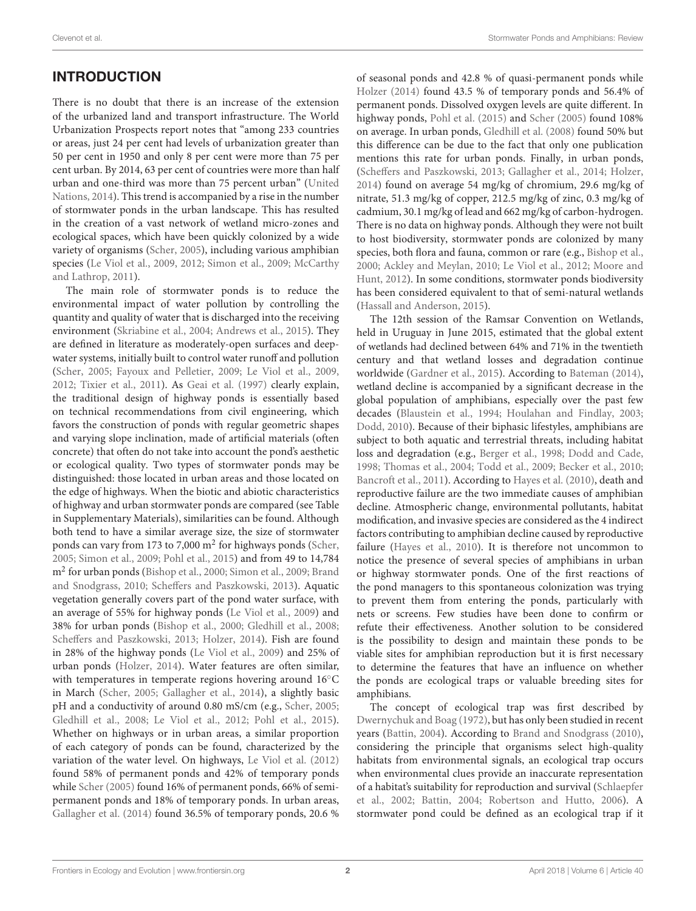## INTRODUCTION

There is no doubt that there is an increase of the extension of the urbanized land and transport infrastructure. The World Urbanization Prospects report notes that "among 233 countries or areas, just 24 per cent had levels of urbanization greater than 50 per cent in 1950 and only 8 per cent were more than 75 per cent urban. By 2014, 63 per cent of countries were more than half urban and one-third was more than 75 percent urban" (United Nations, 2014). This trend is accompanied by a rise in the number of stormwater ponds in the urban landscape. This has resulted in the creation of a vast network of wetland micro-zones and ecological spaces, which have been quickly colonized by a wide variety of organisms (Scher, 2005), including various amphibian species (Le Viol et al., 2009, 2012; Simon et al., 2009; McCarthy and Lathrop, 2011).

The main role of stormwater ponds is to reduce the environmental impact of water pollution by controlling the quantity and quality of water that is discharged into the receiving environment (Skriabine et al., 2004; Andrews et al., 2015). They are defined in literature as moderately-open surfaces and deep-water systems, initially built to control water runoff and pollution (Scher, 2005; Fayoux and Pelletier, 2009; Le Viol et al., 2009, 2012; Tixier et al., 2011). As Geai et al. (1997) clearly explain, the traditional design of highway ponds is essentially based on technical recommendations from civil engineering, which favors the construction of ponds with regular geometric shapes and varying slope inclination, made of artificial materials (often concrete) that often do not take into account the pond's aesthetic or ecological quality. Two types of stormwater ponds may be distinguished: those located in urban areas and those located on the edge of highways. When the biotic and abiotic characteristics of highway and urban stormwater ponds are compared (see Table in Supplementary Materials), similarities can be found. Although both tend to have a similar average size, the size of stormwater ponds can vary from 173 to 7,000 $m^2$ for highways ponds (Scher, 2005; Simon et al., 2009; Pohl et al., 2015) and from 49 to 14,784 $m^2$ for urban ponds (Bishop et al., 2000; Simon et al., 2009; Brand and Snodgrass, 2010; Scheffers and Paszkowski, 2013). Aquatic vegetation generally covers part of the pond water surface, with an average of 55% for highway ponds (Le Viol et al., 2009) and 38% for urban ponds (Bishop et al., 2000; Gledhill et al., 2008; Scheffers and Paszkowski, 2013; Holzer, 2014). Fish are found in 28% of the highway ponds (Le Viol et al., 2009) and 25% of urban ponds (Holzer, 2014). Water features are often similar, with temperatures in temperate regions hovering around 16°C in March (Scher, 2005; Gallagher et al., 2014), a slightly basic pH and a conductivity of around 0.80 mS/cm (e.g., Scher, 2005; Gledhill et al., 2008; Le Viol et al., 2012; Pohl et al., 2015). Whether on highways or in urban areas, a similar proportion of each category of ponds can be found, characterized by the variation of the water level. On highways, Le Viol et al. (2012) found 58% of permanent ponds and 42% of temporary ponds while Scher (2005) found 16% of permanent ponds, 66% of semi-permanent ponds and 18% of temporary ponds. In urban areas, Gallagher et al. (2014) found 36.5% of temporary ponds, 20.6 % of seasonal ponds and 42.8 % of quasi-permanent ponds while Holzer (2014) found 43.5 % of temporary ponds and 56.4% of permanent ponds. Dissolved oxygen levels are quite different. In highway ponds, Pohl et al. (2015) and Scher (2005) found 108% on average. In urban ponds, Gledhill et al. (2008) found 50% but this difference can be due to the fact that only one publication mentions this rate for urban ponds. Finally, in urban ponds, (Scheffers and Paszkowski, 2013; Gallagher et al., 2014; Holzer, 2014) found on average 54 mg/kg of chromium, 29.6 mg/kg of nitrate, 51.3 mg/kg of copper, 212.5 mg/kg of zinc, 0.3 mg/kg of cadmium, 30.1 mg/kg of lead and 662 mg/kg of carbon-hydrogen. There is no data on highway ponds. Although they were not built to host biodiversity, stormwater ponds are colonized by many species, both flora and fauna, common or rare (e.g., Bishop et al., 2000; Ackley and Meylan, 2010; Le Viol et al., 2012; Moore and Hunt, 2012). In some conditions, stormwater ponds biodiversity has been considered equivalent to that of semi-natural wetlands (Hassall and Anderson, 2015).

The 12th session of the Ramsar Convention on Wetlands, held in Uruguay in June 2015, estimated that the global extent of wetlands had declined between 64% and 71% in the twentieth century and that wetland losses and degradation continue worldwide (Gardner et al., 2015). According to Bateman (2014), wetland decline is accompanied by a significant decrease in the global population of amphibians, especially over the past few decades (Blaustein et al., 1994; Houlahan and Findlay, 2003; Dodd, 2010). Because of their biphasic lifestyles, amphibians are subject to both aquatic and terrestrial threats, including habitat loss and degradation (e.g., Berger et al., 1998; Dodd and Cade, 1998; Thomas et al., 2004; Todd et al., 2009; Becker et al., 2010; Bancroft et al., 2011). According to Hayes et al. (2010), death and reproductive failure are the two immediate causes of amphibian decline. Atmospheric change, environmental pollutants, habitat modification, and invasive species are considered as the 4 indirect factors contributing to amphibian decline caused by reproductive failure (Hayes et al., 2010). It is therefore not uncommon to notice the presence of several species of amphibians in urban or highway stormwater ponds. One of the first reactions of the pond managers to this spontaneous colonization was trying to prevent them from entering the ponds, particularly with nets or screens. Few studies have been done to confirm or refute their effectiveness. Another solution to be considered is the possibility to design and maintain these ponds to be viable sites for amphibian reproduction but it is first necessary to determine the features that have an influence on whether the ponds are ecological traps or valuable breeding sites for amphibians.

The concept of ecological trap was first described by Dwernychuk and Boag (1972), but has only been studied in recent years (Battin, 2004). According to Brand and Snodgrass (2010), considering the principle that organisms select high-quality habitats from environmental signals, an ecological trap occurs when environmental clues provide an inaccurate representation of a habitat's suitability for reproduction and survival (Schlaepfer et al., 2002; Battin, 2004; Robertson and Hutto, 2006). A stormwater pond could be defined as an ecological trap if it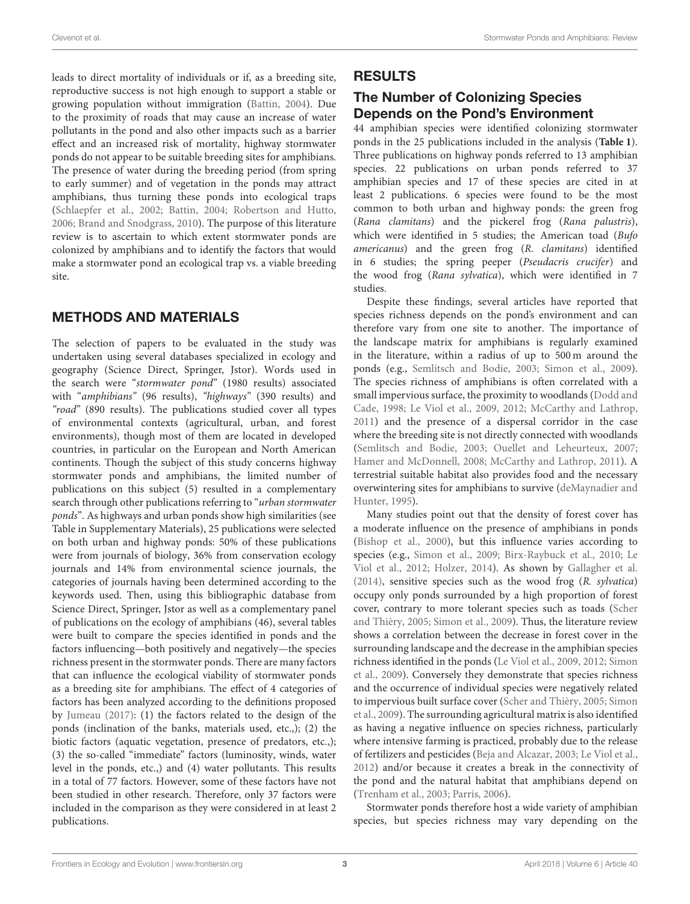leads to direct mortality of individuals or if, as a breeding site, reproductive success is not high enough to support a stable or growing population without immigration (Battin, 2004). Due to the proximity of roads that may cause an increase of water pollutants in the pond and also other impacts such as a barrier effect and an increased risk of mortality, highway stormwater ponds do not appear to be suitable breeding sites for amphibians. The presence of water during the breeding period (from spring to early summer) and of vegetation in the ponds may attract amphibians, thus turning these ponds into ecological traps (Schlaepfer et al., 2002; Battin, 2004; Robertson and Hutto, 2006; Brand and Snodgrass, 2010). The purpose of this literature review is to ascertain to which extent stormwater ponds are colonized by amphibians and to identify the factors that would make a stormwater pond an ecological trap vs. a viable breeding site.

## METHODS AND MATERIALS

The selection of papers to be evaluated in the study was undertaken using several databases specialized in ecology and geography (Science Direct, Springer, Jstor). Words used in the search were "*stormwater pond*" (1980 results) associated with "*amphibians*" (96 results), *"highways*" (390 results) and *"road*" (890 results). The publications studied cover all types of environmental contexts (agricultural, urban, and forest environments), though most of them are located in developed countries, in particular on the European and North American continents. Though the subject of this study concerns highway stormwater ponds and amphibians, the limited number of publications on this subject (5) resulted in a complementary search through other publications referring to "*urban stormwater ponds*". As highways and urban ponds show high similarities (see Table in Supplementary Materials), 25 publications were selected on both urban and highway ponds: 50% of these publications were from journals of biology, 36% from conservation ecology journals and 14% from environmental science journals, the categories of journals having been determined according to the keywords used. Then, using this bibliographic database from Science Direct, Springer, Jstor as well as a complementary panel of publications on the ecology of amphibians (46), several tables were built to compare the species identified in ponds and the factors influencing—both positively and negatively—the species richness present in the stormwater ponds. There are many factors that can influence the ecological viability of stormwater ponds as a breeding site for amphibians. The effect of 4 categories of factors has been analyzed according to the definitions proposed by Jumeau (2017): (1) the factors related to the design of the ponds (inclination of the banks, materials used, etc.,); (2) the biotic factors (aquatic vegetation, presence of predators, etc.,); (3) the so-called "immediate" factors (luminosity, winds, water level in the ponds, etc.,) and (4) water pollutants. This results in a total of 77 factors. However, some of these factors have not been studied in other research. Therefore, only 37 factors were included in the comparison as they were considered in at least 2 publications.

## RESULTS

### The Number of Colonizing Species Depends on the Pond's Environment

44 amphibian species were identified colonizing stormwater ponds in the 25 publications included in the analysis (**Table 1**). Three publications on highway ponds referred to 13 amphibian species. 22 publications on urban ponds referred to 37 amphibian species and 17 of these species are cited in at least 2 publications. 6 species were found to be the most common to both urban and highway ponds: the green frog (*Rana clamitans*) and the pickerel frog (*Rana palustris*), which were identified in 5 studies; the American toad (*Bufo americanus*) and the green frog (*R. clamitans*) identified in 6 studies; the spring peeper (*Pseudacris crucifer*) and the wood frog (*Rana sylvatica*), which were identified in 7 studies.

Despite these findings, several articles have reported that species richness depends on the pond's environment and can therefore vary from one site to another. The importance of the landscape matrix for amphibians is regularly examined in the literature, within a radius of up to 500 m around the ponds (e.g., Semlitsch and Bodie, 2003; Simon et al., 2009). The species richness of amphibians is often correlated with a small impervious surface, the proximity to woodlands (Dodd and Cade, 1998; Le Viol et al., 2009, 2012; McCarthy and Lathrop, 2011) and the presence of a dispersal corridor in the case where the breeding site is not directly connected with woodlands (Semlitsch and Bodie, 2003; Ouellet and Leheurteux, 2007; Hamer and McDonnell, 2008; McCarthy and Lathrop, 2011). A terrestrial suitable habitat also provides food and the necessary overwintering sites for amphibians to survive (deMaynadier and Hunter, 1995).

Many studies point out that the density of forest cover has a moderate influence on the presence of amphibians in ponds (Bishop et al., 2000), but this influence varies according to species (e.g., Simon et al., 2009; Birx-Raybuck et al., 2010; Le Viol et al., 2012; Holzer, 2014). As shown by Gallagher et al. (2014), sensitive species such as the wood frog (*R. sylvatica*) occupy only ponds surrounded by a high proportion of forest cover, contrary to more tolerant species such as toads (Scher and Thièry, 2005; Simon et al., 2009). Thus, the literature review shows a correlation between the decrease in forest cover in the surrounding landscape and the decrease in the amphibian species richness identified in the ponds (Le Viol et al., 2009, 2012; Simon et al., 2009). Conversely they demonstrate that species richness and the occurrence of individual species were negatively related to impervious built surface cover (Scher and Thièry, 2005; Simon et al., 2009). The surrounding agricultural matrix is also identified as having a negative influence on species richness, particularly where intensive farming is practiced, probably due to the release of fertilizers and pesticides (Beja and Alcazar, 2003; Le Viol et al., 2012) and/or because it creates a break in the connectivity of the pond and the natural habitat that amphibians depend on (Trenham et al., 2003; Parris, 2006).

Stormwater ponds therefore host a wide variety of amphibian species, but species richness may vary depending on the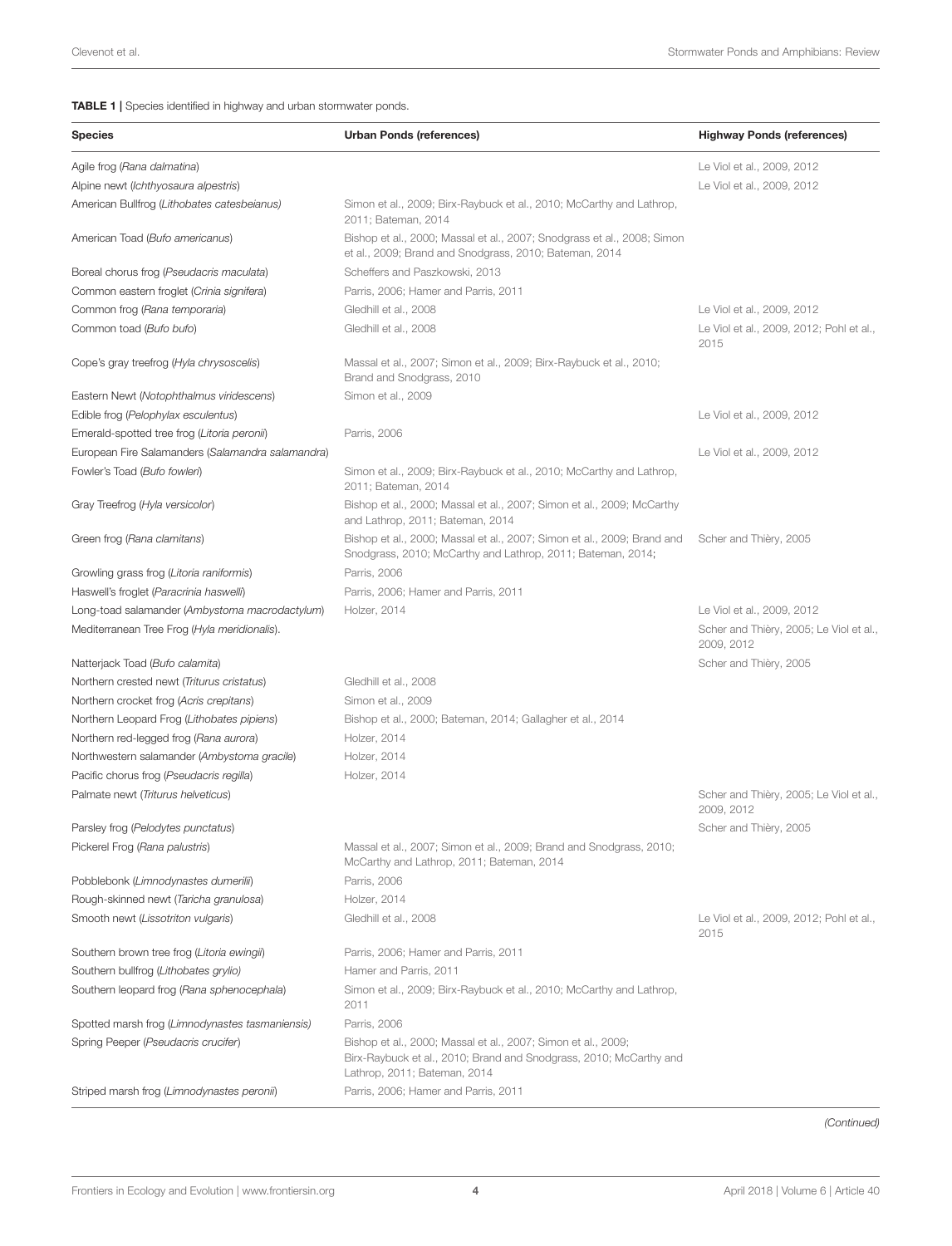**TABLE 1 |** Species identified in highway and urban stormwater ponds.

| Species | Urban Ponds (references) | Highway Ponds (references) |
|---|---|---|
| Agile frog (*Rana dalmatina*) | | Le Viol et al., 2009, 2012 |
| Alpine newt (*Ichthyosaura alpestris*) | | Le Viol et al., 2009, 2012 |
| American Bullfrog (*Lithobates catesbeianus*) | Simon et al., 2009; Birx-Raybuck et al., 2010; McCarthy and Lathrop, 2011; Bateman, 2014 | |
| American Toad (*Bufo americanus*) | Bishop et al., 2000; Massal et al., 2007; Snodgrass et al., 2008; Simon et al., 2009; Brand and Snodgrass, 2010; Bateman, 2014 | |
| Boreal chorus frog (*Pseudacris maculata*) | Scheffers and Paszkowski, 2013 | |
| Common eastern froglet (*Crinia signifera*) | Parris, 2006; Hamer and Parris, 2011 | |
| Common frog (*Rana temporaria*) | Gledhill et al., 2008 | Le Viol et al., 2009, 2012 |
| Common toad (*Bufo bufo*) | Gledhill et al., 2008 | Le Viol et al., 2009, 2012; Pohl et al., 2015 |
| Cope's gray treefrog (*Hyla chrysoscelis*) | Massal et al., 2007; Simon et al., 2009; Birx-Raybuck et al., 2010; Brand and Snodgrass, 2010 | |
| Eastern Newt (*Notophthalmus viridescens*) | Simon et al., 2009 | |
| Edible frog (*Pelophylax esculentus*) | | Le Viol et al., 2009, 2012 |
| Emerald-spotted tree frog (*Litoria peronii*) | Parris, 2006 | |
| European Fire Salamanders (*Salamandra salamandra*) | | Le Viol et al., 2009, 2012 |
| Fowler's Toad (*Bufo fowleri*) | Simon et al., 2009; Birx-Raybuck et al., 2010; McCarthy and Lathrop, 2011; Bateman, 2014 | |
| Gray Treefrog (*Hyla versicolor*) | Bishop et al., 2000; Massal et al., 2007; Simon et al., 2009; McCarthy and Lathrop, 2011; Bateman, 2014 | |
| Green frog (*Rana clamitans*) | Bishop et al., 2000; Massal et al., 2007; Simon et al., 2009; Brand and Snodgrass, 2010; McCarthy and Lathrop, 2011; Bateman, 2014; | Scher and Thièry, 2005 |
| Growling grass frog (*Litoria raniformis*) | Parris, 2006 | |
| Haswell's froglet (*Paracrinia haswelli*) | Parris, 2006; Hamer and Parris, 2011 | |
| Long-toad salamander (*Ambystoma macrodactylum*) | Holzer, 2014 | Le Viol et al., 2009, 2012 |
| Mediterranean Tree Frog (*Hyla meridionalis*). | | Scher and Thièry, 2005; Le Viol et al., 2009, 2012 |
| Natterjack Toad (*Bufo calamita*) | | Scher and Thièry, 2005 |
| Northern crested newt (*Triturus cristatus*) | Gledhill et al., 2008 | |
| Northern crocket frog (*Acris crepitans*) | Simon et al., 2009 | |
| Northern Leopard Frog (*Lithobates pipiens*) | Bishop et al., 2000; Bateman, 2014; Gallagher et al., 2014 | |
| Northern red-legged frog (*Rana aurora*) | Holzer, 2014 | |
| Northwestern salamander (*Ambystoma gracile*) | Holzer, 2014 | |
| Pacific chorus frog (*Pseudacris regilla*) | Holzer, 2014 | |
| Palmate newt (*Triturus helveticus*) | | Scher and Thièry, 2005; Le Viol et al., 2009, 2012 |
| Parsley frog (*Pelodytes punctatus*) | | Scher and Thièry, 2005 |
| Pickerel Frog (*Rana palustris*) | Massal et al., 2007; Simon et al., 2009; Brand and Snodgrass, 2010; McCarthy and Lathrop, 2011; Bateman, 2014 | |
| Pobblebonk (*Limnodynastes dumerilii*) | Parris, 2006 | |
| Rough-skinned newt (*Taricha granulosa*) | Holzer, 2014 | |
| Smooth newt (*Lissotriton vulgaris*) | Gledhill et al., 2008 | Le Viol et al., 2009, 2012; Pohl et al., 2015 |
| Southern brown tree frog (*Litoria ewingii*) | Parris, 2006; Hamer and Parris, 2011 | |
| Southern bullfrog (*Lithobates grylio*) | Hamer and Parris, 2011 | |
| Southern leopard frog (*Rana sphenocephala*) | Simon et al., 2009; Birx-Raybuck et al., 2010; McCarthy and Lathrop, 2011 | |
| Spotted marsh frog (*Limnodynastes tasmaniensis*) | Parris, 2006 | |
| Spring Peeper (*Pseudacris crucifer*) | Bishop et al., 2000; Massal et al., 2007; Simon et al., 2009; Birx-Raybuck et al., 2010; Brand and Snodgrass, 2010; McCarthy and Lathrop, 2011; Bateman, 2014 | |
| Striped marsh frog (*Limnodynastes peronii*) | Parris, 2006; Hamer and Parris, 2011 | |

*(Continued)*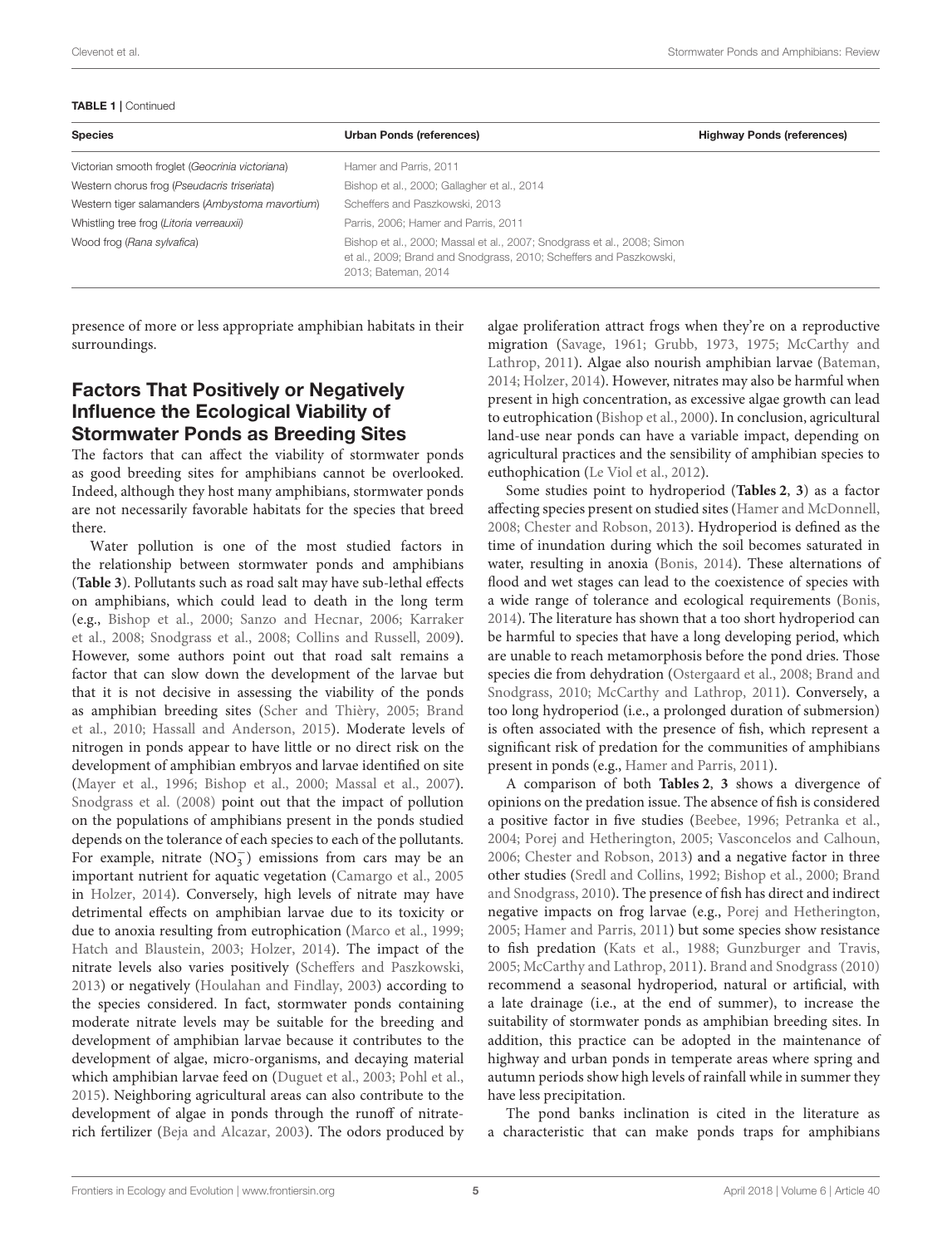**TABLE 1 |** Continued

| Species | Urban Ponds (references) | Highway Ponds (references) |
|---|---|---|
| Victorian smooth froglet (*Geocrinia victoriana*) | Hamer and Parris, 2011 | |
| Western chorus frog (*Pseudacris triseriata*) | Bishop et al., 2000; Gallagher et al., 2014 | |
| Western tiger salamanders (*Ambystoma mavortium*) | Scheffers and Paszkowski, 2013 | |
| Whistling tree frog (*Litoria verreauxii*) | Parris, 2006; Hamer and Parris, 2011 | |
| Wood frog (*Rana sylvafica*) | Bishop et al., 2000; Massal et al., 2007; Snodgrass et al., 2008; Simon et al., 2009; Brand and Snodgrass, 2010; Scheffers and Paszkowski, 2013; Bateman, 2014 | |

presence of more or less appropriate amphibian habitats in their surroundings.

## Factors That Positively or Negatively Influence the Ecological Viability of Stormwater Ponds as Breeding Sites

The factors that can affect the viability of stormwater ponds as good breeding sites for amphibians cannot be overlooked. Indeed, although they host many amphibians, stormwater ponds are not necessarily favorable habitats for the species that breed there.

Water pollution is one of the most studied factors in the relationship between stormwater ponds and amphibians (**Table 3**). Pollutants such as road salt may have sub-lethal effects on amphibians, which could lead to death in the long term (e.g., Bishop et al., 2000; Sanzo and Hecnar, 2006; Karraker et al., 2008; Snodgrass et al., 2008; Collins and Russell, 2009). However, some authors point out that road salt remains a factor that can slow down the development of the larvae but that it is not decisive in assessing the viability of the ponds as amphibian breeding sites (Scher and Thièry, 2005; Brand et al., 2010; Hassall and Anderson, 2015). Moderate levels of nitrogen in ponds appear to have little or no direct risk on the development of amphibian embryos and larvae identified on site (Mayer et al., 1996; Bishop et al., 2000; Massal et al., 2007). Snodgrass et al. (2008) point out that the impact of pollution on the populations of amphibians present in the ponds studied depends on the tolerance of each species to each of the pollutants. For example, nitrate ($NO_3^-$) emissions from cars may be an important nutrient for aquatic vegetation (Camargo et al., 2005 in Holzer, 2014). Conversely, high levels of nitrate may have detrimental effects on amphibian larvae due to its toxicity or due to anoxia resulting from eutrophication (Marco et al., 1999; Hatch and Blaustein, 2003; Holzer, 2014). The impact of the nitrate levels also varies positively (Scheffers and Paszkowski, 2013) or negatively (Houlahan and Findlay, 2003) according to the species considered. In fact, stormwater ponds containing moderate nitrate levels may be suitable for the breeding and development of amphibian larvae because it contributes to the development of algae, micro-organisms, and decaying material which amphibian larvae feed on (Duguet et al., 2003; Pohl et al., 2015). Neighboring agricultural areas can also contribute to the development of algae in ponds through the runoff of nitrate-rich fertilizer (Beja and Alcazar, 2003). The odors produced by algae proliferation attract frogs when they're on a reproductive migration (Savage, 1961; Grubb, 1973, 1975; McCarthy and Lathrop, 2011). Algae also nourish amphibian larvae (Bateman, 2014; Holzer, 2014). However, nitrates may also be harmful when present in high concentration, as excessive algae growth can lead to eutrophication (Bishop et al., 2000). In conclusion, agricultural land-use near ponds can have a variable impact, depending on agricultural practices and the sensibility of amphibian species to euthophication (Le Viol et al., 2012).

Some studies point to hydroperiod (**Tables 2**, **3**) as a factor affecting species present on studied sites (Hamer and McDonnell, 2008; Chester and Robson, 2013). Hydroperiod is defined as the time of inundation during which the soil becomes saturated in water, resulting in anoxia (Bonis, 2014). These alternations of flood and wet stages can lead to the coexistence of species with a wide range of tolerance and ecological requirements (Bonis, 2014). The literature has shown that a too short hydroperiod can be harmful to species that have a long developing period, which are unable to reach metamorphosis before the pond dries. Those species die from dehydration (Ostergaard et al., 2008; Brand and Snodgrass, 2010; McCarthy and Lathrop, 2011). Conversely, a too long hydroperiod (i.e., a prolonged duration of submersion) is often associated with the presence of fish, which represent a significant risk of predation for the communities of amphibians present in ponds (e.g., Hamer and Parris, 2011).

A comparison of both **Tables 2**, **3** shows a divergence of opinions on the predation issue. The absence of fish is considered a positive factor in five studies (Beebee, 1996; Petranka et al., 2004; Porej and Hetherington, 2005; Vasconcelos and Calhoun, 2006; Chester and Robson, 2013) and a negative factor in three other studies (Sredl and Collins, 1992; Bishop et al., 2000; Brand and Snodgrass, 2010). The presence of fish has direct and indirect negative impacts on frog larvae (e.g., Porej and Hetherington, 2005; Hamer and Parris, 2011) but some species show resistance to fish predation (Kats et al., 1988; Gunzburger and Travis, 2005; McCarthy and Lathrop, 2011). Brand and Snodgrass (2010) recommend a seasonal hydroperiod, natural or artificial, with a late drainage (i.e., at the end of summer), to increase the suitability of stormwater ponds as amphibian breeding sites. In addition, this practice can be adopted in the maintenance of highway and urban ponds in temperate areas where spring and autumn periods show high levels of rainfall while in summer they have less precipitation.

The pond banks inclination is cited in the literature as a characteristic that can make ponds traps for amphibians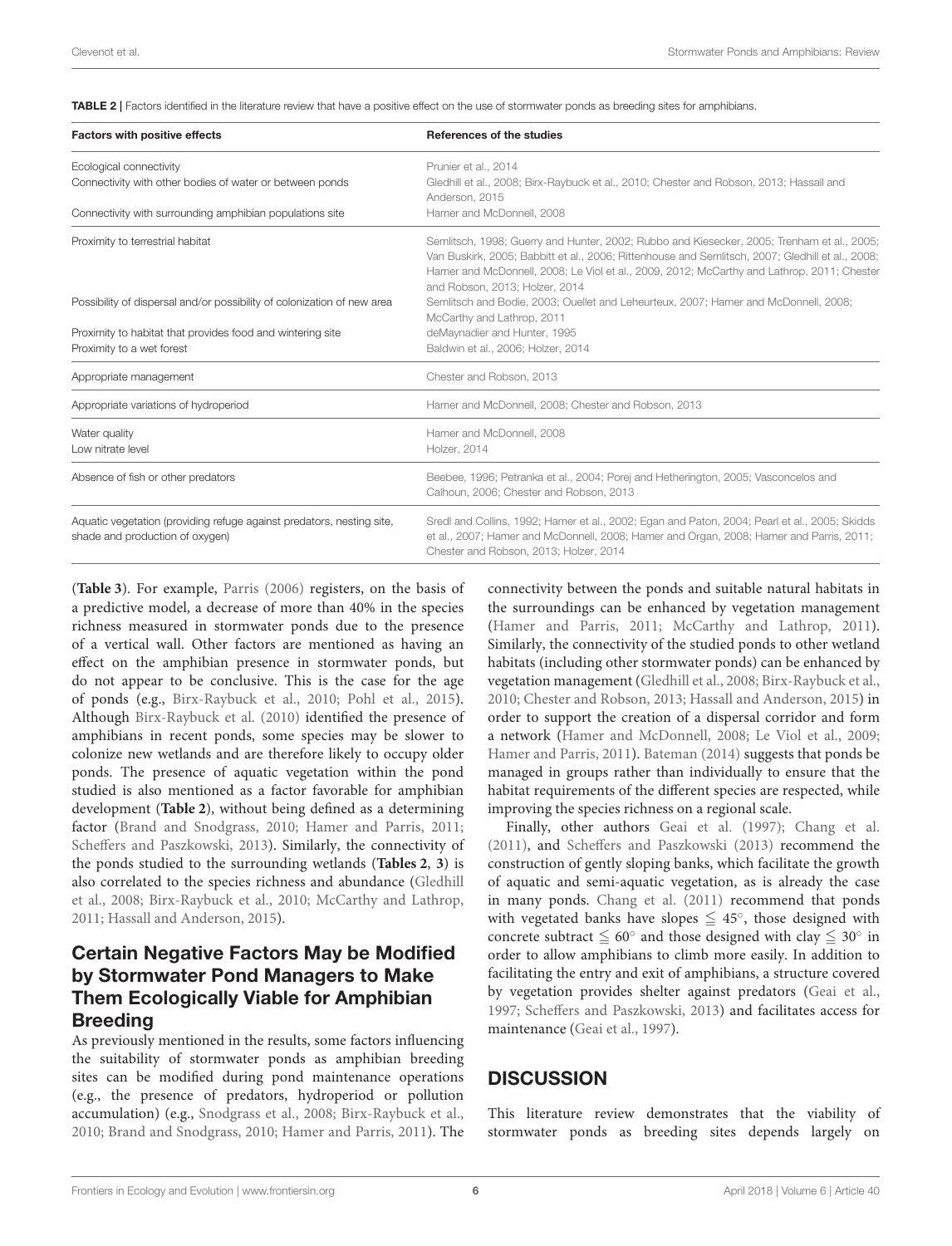**TABLE 2 |** Factors identified in the literature review that have a positive effect on the use of stormwater ponds as breeding sites for amphibians.

| Factors with positive effects | References of the studies |
|---|---|
| Ecological connectivity | Prunier et al., 2014 |
| Connectivity with other bodies of water or between ponds | Gledhill et al., 2008; Birx-Raybuck et al., 2010; Chester and Robson, 2013; Hassall and Anderson, 2015 |
| Connectivity with surrounding amphibian populations site | Hamer and McDonnell, 2008 |
| Proximity to terrestrial habitat | Semlitsch, 1998; Guerry and Hunter, 2002; Rubbo and Kiesecker, 2005; Trenham et al., 2005; Van Buskirk, 2005; Babbitt et al., 2006; Rittenhouse and Semlitsch, 2007; Gledhill et al., 2008; Hamer and McDonnell, 2008; Le Viol et al., 2009, 2012; McCarthy and Lathrop, 2011; Chester and Robson, 2013; Holzer, 2014 |
| Possibility of dispersal and/or possibility of colonization of new area | Semlitsch and Bodie, 2003; Ouellet and Leheurteux, 2007; Hamer and McDonnell, 2008; McCarthy and Lathrop, 2011 |
| Proximity to habitat that provides food and wintering site | deMaynadier and Hunter, 1995 |
| Proximity to a wet forest | Baldwin et al., 2006; Holzer, 2014 |
| Appropriate management | Chester and Robson, 2013 |
| Appropriate variations of hydroperiod | Hamer and McDonnell, 2008; Chester and Robson, 2013 |
| Water quality | Hamer and McDonnell, 2008 |
| Low nitrate level | Holzer, 2014 |
| Absence of fish or other predators | Beebee, 1996; Petranka et al., 2004; Porej and Hetherington, 2005; Vasconcelos and Calhoun, 2006; Chester and Robson, 2013 |
| Aquatic vegetation (providing refuge against predators, nesting site, shade and production of oxygen) | Sredl and Collins, 1992; Hamer et al., 2002; Egan and Paton, 2004; Pearl et al., 2005; Skidds et al., 2007; Hamer and McDonnell, 2008; Hamer and Organ, 2008; Hamer and Parris, 2011; Chester and Robson, 2013; Holzer, 2014 |

(**Table 3**). For example, Parris (2006) registers, on the basis of a predictive model, a decrease of more than 40% in the species richness measured in stormwater ponds due to the presence of a vertical wall. Other factors are mentioned as having an effect on the amphibian presence in stormwater ponds, but do not appear to be conclusive. This is the case for the age of ponds (e.g., Birx-Raybuck et al., 2010; Pohl et al., 2015). Although Birx-Raybuck et al. (2010) identified the presence of amphibians in recent ponds, some species may be slower to colonize new wetlands and are therefore likely to occupy older ponds. The presence of aquatic vegetation within the pond studied is also mentioned as a factor favorable for amphibian development (**Table 2**), without being defined as a determining factor (Brand and Snodgrass, 2010; Hamer and Parris, 2011; Scheffers and Paszkowski, 2013). Similarly, the connectivity of the ponds studied to the surrounding wetlands (**Tables 2, 3**) is also correlated to the species richness and abundance (Gledhill et al., 2008; Birx-Raybuck et al., 2010; McCarthy and Lathrop, 2011; Hassall and Anderson, 2015).

## Certain Negative Factors May be Modified by Stormwater Pond Managers to Make Them Ecologically Viable for Amphibian Breeding

As previously mentioned in the results, some factors influencing the suitability of stormwater ponds as amphibian breeding sites can be modified during pond maintenance operations (e.g., the presence of predators, hydroperiod or pollution accumulation) (e.g., Snodgrass et al., 2008; Birx-Raybuck et al., 2010; Brand and Snodgrass, 2010; Hamer and Parris, 2011). The connectivity between the ponds and suitable natural habitats in the surroundings can be enhanced by vegetation management (Hamer and Parris, 2011; McCarthy and Lathrop, 2011). Similarly, the connectivity of the studied ponds to other wetland habitats (including other stormwater ponds) can be enhanced by vegetation management (Gledhill et al., 2008; Birx-Raybuck et al., 2010; Chester and Robson, 2013; Hassall and Anderson, 2015) in order to support the creation of a dispersal corridor and form a network (Hamer and McDonnell, 2008; Le Viol et al., 2009; Hamer and Parris, 2011). Bateman (2014) suggests that ponds be managed in groups rather than individually to ensure that the habitat requirements of the different species are respected, while improving the species richness on a regional scale.

Finally, other authors Geai et al. (1997); Chang et al. (2011), and Scheffers and Paszkowski (2013) recommend the construction of gently sloping banks, which facilitate the growth of aquatic and semi-aquatic vegetation, as is already the case in many ponds. Chang et al. (2011) recommend that ponds with vegetated banks have slopes $\leqq 45^{\circ}$, those designed with concrete subtract $\leqq 60^{\circ}$ and those designed with clay $\leqq 30^{\circ}$ in order to allow amphibians to climb more easily. In addition to facilitating the entry and exit of amphibians, a structure covered by vegetation provides shelter against predators (Geai et al., 1997; Scheffers and Paszkowski, 2013) and facilitates access for maintenance (Geai et al., 1997).

# DISCUSSION

This literature review demonstrates that the viability of stormwater ponds as breeding sites depends largely on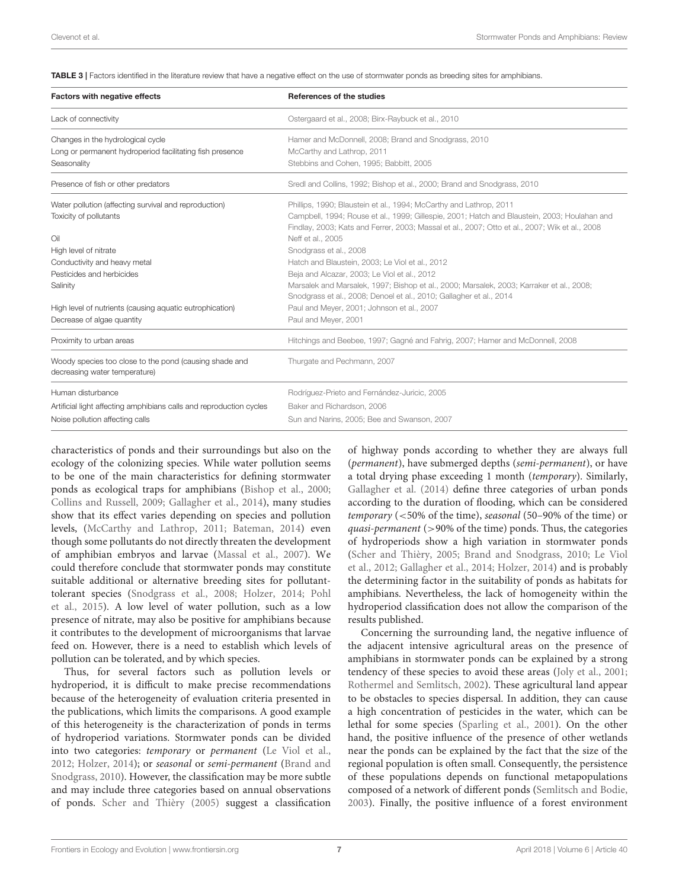**TABLE 3 |** Factors identified in the literature review that have a negative effect on the use of stormwater ponds as breeding sites for amphibians.

| Factors with negative effects | References of the studies |
|---|---|
| Lack of connectivity | Ostergaard et al., 2008; Birx-Raybuck et al., 2010 |
| Changes in the hydrological cycle | Hamer and McDonnell, 2008; Brand and Snodgrass, 2010 |
| Long or permanent hydroperiod facilitating fish presence | McCarthy and Lathrop, 2011 |
| Seasonality | Stebbins and Cohen, 1995; Babbitt, 2005 |
| Presence of fish or other predators | Sredl and Collins, 1992; Bishop et al., 2000; Brand and Snodgrass, 2010 |
| Water pollution (affecting survival and reproduction) | Phillips, 1990; Blaustein et al., 1994; McCarthy and Lathrop, 2011 |
| Toxicity of pollutants | Campbell, 1994; Rouse et al., 1999; Gillespie, 2001; Hatch and Blaustein, 2003; Houlahan and Findlay, 2003; Kats and Ferrer, 2003; Massal et al., 2007; Otto et al., 2007; Wik et al., 2008 |
| Oil | Neff et al., 2005 |
| High level of nitrate | Snodgrass et al., 2008 |
| Conductivity and heavy metal | Hatch and Blaustein, 2003; Le Viol et al., 2012 |
| Pesticides and herbicides | Beja and Alcazar, 2003; Le Viol et al., 2012 |
| Salinity | Marsalek and Marsalek, 1997; Bishop et al., 2000; Marsalek, 2003; Karraker et al., 2008; Snodgrass et al., 2008; Denoel et al., 2010; Gallagher et al., 2014 |
| High level of nutrients (causing aquatic eutrophication) | Paul and Meyer, 2001; Johnson et al., 2007 |
| Decrease of algae quantity | Paul and Meyer, 2001 |
| Proximity to urban areas | Hitchings and Beebee, 1997; Gagné and Fahrig, 2007; Hamer and McDonnell, 2008 |
| Woody species too close to the pond (causing shade and decreasing water temperature) | Thurgate and Pechmann, 2007 |
| Human disturbance | Rodríguez-Prieto and Fernández-Juricic, 2005 |
| Artificial light affecting amphibians calls and reproduction cycles | Baker and Richardson, 2006 |
| Noise pollution affecting calls | Sun and Narins, 2005; Bee and Swanson, 2007 |

characteristics of ponds and their surroundings but also on the ecology of the colonizing species. While water pollution seems to be one of the main characteristics for defining stormwater ponds as ecological traps for amphibians (Bishop et al., 2000; Collins and Russell, 2009; Gallagher et al., 2014), many studies show that its effect varies depending on species and pollution levels, (McCarthy and Lathrop, 2011; Bateman, 2014) even though some pollutants do not directly threaten the development of amphibian embryos and larvae (Massal et al., 2007). We could therefore conclude that stormwater ponds may constitute suitable additional or alternative breeding sites for pollutant-tolerant species (Snodgrass et al., 2008; Holzer, 2014; Pohl et al., 2015). A low level of water pollution, such as a low presence of nitrate, may also be positive for amphibians because it contributes to the development of microorganisms that larvae feed on. However, there is a need to establish which levels of pollution can be tolerated, and by which species.

Thus, for several factors such as pollution levels or hydroperiod, it is difficult to make precise recommendations because of the heterogeneity of evaluation criteria presented in the publications, which limits the comparisons. A good example of this heterogeneity is the characterization of ponds in terms of hydroperiod variations. Stormwater ponds can be divided into two categories: *temporary* or *permanent* (Le Viol et al., 2012; Holzer, 2014); or *seasonal* or *semi-permanent* (Brand and Snodgrass, 2010). However, the classification may be more subtle and may include three categories based on annual observations of ponds. Scher and Thièry (2005) suggest a classification of highway ponds according to whether they are always full (*permanent*), have submerged depths (*semi-permanent*), or have a total drying phase exceeding 1 month (*temporary*). Similarly, Gallagher et al. (2014) define three categories of urban ponds according to the duration of flooding, which can be considered *temporary* (<50% of the time), *seasonal* (50–90% of the time) or *quasi-permanent* (>90% of the time) ponds. Thus, the categories of hydroperiods show a high variation in stormwater ponds (Scher and Thièry, 2005; Brand and Snodgrass, 2010; Le Viol et al., 2012; Gallagher et al., 2014; Holzer, 2014) and is probably the determining factor in the suitability of ponds as habitats for amphibians. Nevertheless, the lack of homogeneity within the hydroperiod classification does not allow the comparison of the results published.

Concerning the surrounding land, the negative influence of the adjacent intensive agricultural areas on the presence of amphibians in stormwater ponds can be explained by a strong tendency of these species to avoid these areas (Joly et al., 2001; Rothermel and Semlitsch, 2002). These agricultural land appear to be obstacles to species dispersal. In addition, they can cause a high concentration of pesticides in the water, which can be lethal for some species (Sparling et al., 2001). On the other hand, the positive influence of the presence of other wetlands near the ponds can be explained by the fact that the size of the regional population is often small. Consequently, the persistence of these populations depends on functional metapopulations composed of a network of different ponds (Semlitsch and Bodie, 2003). Finally, the positive influence of a forest environment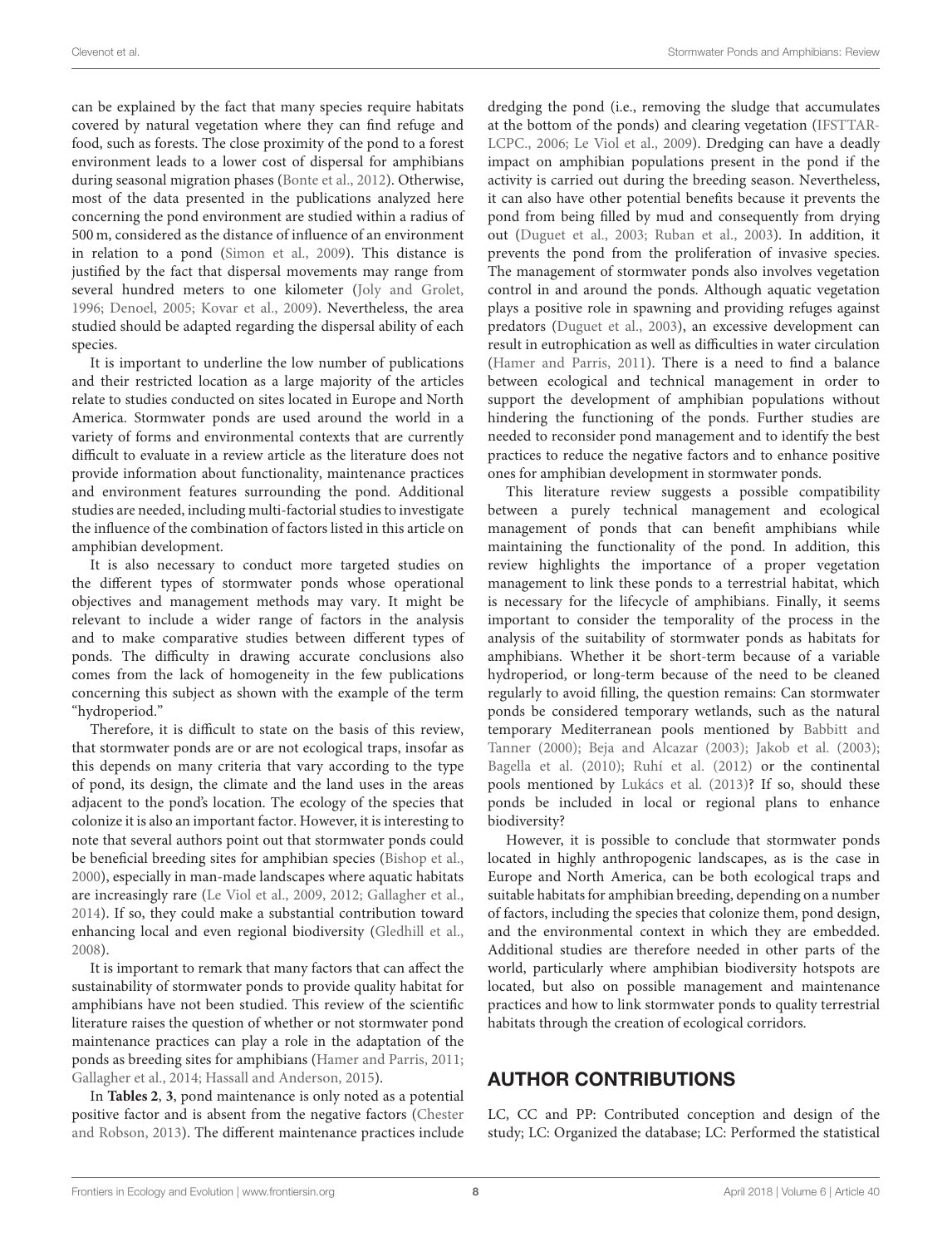can be explained by the fact that many species require habitats covered by natural vegetation where they can find refuge and food, such as forests. The close proximity of the pond to a forest environment leads to a lower cost of dispersal for amphibians during seasonal migration phases (Bonte et al., 2012). Otherwise, most of the data presented in the publications analyzed here concerning the pond environment are studied within a radius of 500 m, considered as the distance of influence of an environment in relation to a pond (Simon et al., 2009). This distance is justified by the fact that dispersal movements may range from several hundred meters to one kilometer (Joly and Grolet, 1996; Denoel, 2005; Kovar et al., 2009). Nevertheless, the area studied should be adapted regarding the dispersal ability of each species.

It is important to underline the low number of publications and their restricted location as a large majority of the articles relate to studies conducted on sites located in Europe and North America. Stormwater ponds are used around the world in a variety of forms and environmental contexts that are currently difficult to evaluate in a review article as the literature does not provide information about functionality, maintenance practices and environment features surrounding the pond. Additional studies are needed, including multi-factorial studies to investigate the influence of the combination of factors listed in this article on amphibian development.

It is also necessary to conduct more targeted studies on the different types of stormwater ponds whose operational objectives and management methods may vary. It might be relevant to include a wider range of factors in the analysis and to make comparative studies between different types of ponds. The difficulty in drawing accurate conclusions also comes from the lack of homogeneity in the few publications concerning this subject as shown with the example of the term "hydroperiod."

Therefore, it is difficult to state on the basis of this review, that stormwater ponds are or are not ecological traps, insofar as this depends on many criteria that vary according to the type of pond, its design, the climate and the land uses in the areas adjacent to the pond's location. The ecology of the species that colonize it is also an important factor. However, it is interesting to note that several authors point out that stormwater ponds could be beneficial breeding sites for amphibian species (Bishop et al., 2000), especially in man-made landscapes where aquatic habitats are increasingly rare (Le Viol et al., 2009, 2012; Gallagher et al., 2014). If so, they could make a substantial contribution toward enhancing local and even regional biodiversity (Gledhill et al., 2008).

It is important to remark that many factors that can affect the sustainability of stormwater ponds to provide quality habitat for amphibians have not been studied. This review of the scientific literature raises the question of whether or not stormwater pond maintenance practices can play a role in the adaptation of the ponds as breeding sites for amphibians (Hamer and Parris, 2011; Gallagher et al., 2014; Hassall and Anderson, 2015).

In **Tables 2**, **3**, pond maintenance is only noted as a potential positive factor and is absent from the negative factors (Chester and Robson, 2013). The different maintenance practices include dredging the pond (i.e., removing the sludge that accumulates at the bottom of the ponds) and clearing vegetation (IFSTTAR-LCPC., 2006; Le Viol et al., 2009). Dredging can have a deadly impact on amphibian populations present in the pond if the activity is carried out during the breeding season. Nevertheless, it can also have other potential benefits because it prevents the pond from being filled by mud and consequently from drying out (Duguet et al., 2003; Ruban et al., 2003). In addition, it prevents the pond from the proliferation of invasive species. The management of stormwater ponds also involves vegetation control in and around the ponds. Although aquatic vegetation plays a positive role in spawning and providing refuges against predators (Duguet et al., 2003), an excessive development can result in eutrophication as well as difficulties in water circulation (Hamer and Parris, 2011). There is a need to find a balance between ecological and technical management in order to support the development of amphibian populations without hindering the functioning of the ponds. Further studies are needed to reconsider pond management and to identify the best practices to reduce the negative factors and to enhance positive ones for amphibian development in stormwater ponds.

This literature review suggests a possible compatibility between a purely technical management and ecological management of ponds that can benefit amphibians while maintaining the functionality of the pond. In addition, this review highlights the importance of a proper vegetation management to link these ponds to a terrestrial habitat, which is necessary for the lifecycle of amphibians. Finally, it seems important to consider the temporality of the process in the analysis of the suitability of stormwater ponds as habitats for amphibians. Whether it be short-term because of a variable hydroperiod, or long-term because of the need to be cleaned regularly to avoid filling, the question remains: Can stormwater ponds be considered temporary wetlands, such as the natural temporary Mediterranean pools mentioned by Babbitt and Tanner (2000); Beja and Alcazar (2003); Jakob et al. (2003); Bagella et al. (2010); Ruhí et al. (2012) or the continental pools mentioned by Lukács et al. (2013)? If so, should these ponds be included in local or regional plans to enhance biodiversity?

However, it is possible to conclude that stormwater ponds located in highly anthropogenic landscapes, as is the case in Europe and North America, can be both ecological traps and suitable habitats for amphibian breeding, depending on a number of factors, including the species that colonize them, pond design, and the environmental context in which they are embedded. Additional studies are therefore needed in other parts of the world, particularly where amphibian biodiversity hotspots are located, but also on possible management and maintenance practices and how to link stormwater ponds to quality terrestrial habitats through the creation of ecological corridors.

## AUTHOR CONTRIBUTIONS

LC, CC and PP: Contributed conception and design of the study; LC: Organized the database; LC: Performed the statistical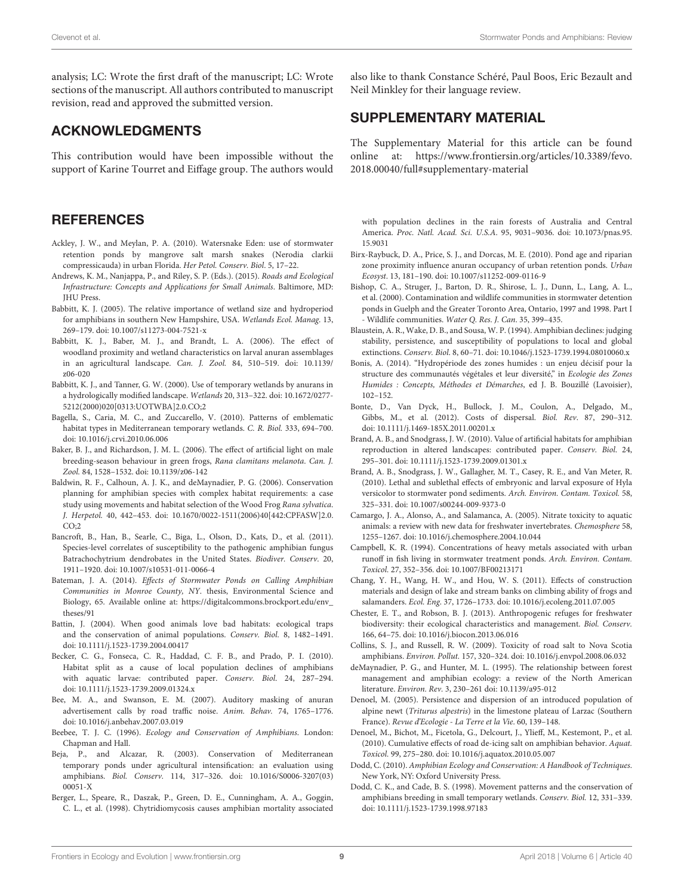analysis; LC: Wrote the first draft of the manuscript; LC: Wrote sections of the manuscript. All authors contributed to manuscript revision, read and approved the submitted version.

## ACKNOWLEDGMENTS

This contribution would have been impossible without the support of Karine Tourret and Eiffage group. The authors would also like to thank Constance Schéré, Paul Boos, Eric Bezault and Neil Minkley for their language review.

## SUPPLEMENTARY MATERIAL

The Supplementary Material for this article can be found online at: https://www.frontiersin.org/articles/10.3389/fevo.2018.00040/full#supplementary-material

## REFERENCES

Ackley, J. W., and Meylan, P. A. (2010). Watersnake Eden: use of stormwater retention ponds by mangrove salt marsh snakes (Nerodia clarkii compressicauda) in urban Florida. *Her Petol. Conserv. Biol.* 5, 17–22.

Andrews, K. M., Nanjappa, P., and Riley, S. P. (Eds.). (2015). *Roads and Ecological Infrastructure: Concepts and Applications for Small Animals*. Baltimore, MD: JHU Press.

Babbitt, K. J. (2005). The relative importance of wetland size and hydroperiod for amphibians in southern New Hampshire, USA. *Wetlands Ecol. Manag.* 13, 269–179. doi: 10.1007/s11273-004-7521-x

Babbitt, K. J., Baber, M. J., and Brandt, L. A. (2006). The effect of woodland proximity and wetland characteristics on larval anuran assemblages in an agricultural landscape. *Can. J. Zool.* 84, 510–519. doi: 10.1139/z06-020

Babbitt, K. J., and Tanner, G. W. (2000). Use of temporary wetlands by anurans in a hydrologically modified landscape. *Wetlands* 20, 313–322. doi: 10.1672/0277-5212(2000)020[0313:UOTWBA]2.0.CO;2

Bagella, S., Caria, M. C., and Zuccarello, V. (2010). Patterns of emblematic habitat types in Mediterranean temporary wetlands. *C. R. Biol.* 333, 694–700. doi: 10.1016/j.crvi.2010.06.006

Baker, B. J., and Richardson, J. M. L. (2006). The effect of artificial light on male breeding-season behaviour in green frogs, *Rana clamitans melanota*. *Can. J. Zool.* 84, 1528–1532. doi: 10.1139/z06-142

Baldwin, R. F., Calhoun, A. J. K., and deMaynadier, P. G. (2006). Conservation planning for amphibian species with complex habitat requirements: a case study using movements and habitat selection of the Wood Frog *Rana sylvatica*. *J. Herpetol.* 40, 442–453. doi: 10.1670/0022-1511(2006)40[442:CPFASW]2.0.CO;2

Bancroft, B., Han, B., Searle, C., Biga, L., Olson, D., Kats, D., et al. (2011). Species-level correlates of susceptibility to the pathogenic amphibian fungus Batrachochytrium dendrobates in the United States. *Biodiver. Conserv.* 20, 1911–1920. doi: 10.1007/s10531-011-0066-4

Bateman, J. A. (2014). *Effects of Stormwater Ponds on Calling Amphibian Communities in Monroe County, NY*. thesis, Environmental Science and Biology, 65. Available online at: https://digitalcommons.brockport.edu/env_theses/91

Battin, J. (2004). When good animals love bad habitats: ecological traps and the conservation of animal populations. *Conserv. Biol.* 8, 1482–1491. doi: 10.1111/j.1523-1739.2004.00417

Becker, C. G., Fonseca, C. R., Haddad, C. F. B., and Prado, P. I. (2010). Habitat split as a cause of local population declines of amphibians with aquatic larvae: contributed paper. *Conserv. Biol.* 24, 287–294. doi: 10.1111/j.1523-1739.2009.01324.x

Bee, M. A., and Swanson, E. M. (2007). Auditory masking of anuran advertisement calls by road traffic noise. *Anim. Behav.* 74, 1765–1776. doi: 10.1016/j.anbehav.2007.03.019

Beebee, T. J. C. (1996). *Ecology and Conservation of Amphibians*. London: Chapman and Hall.

Beja, P., and Alcazar, R. (2003). Conservation of Mediterranean temporary ponds under agricultural intensification: an evaluation using amphibians. *Biol. Conserv.* 114, 317–326. doi: 10.1016/S0006-3207(03)00051-X

Berger, L., Speare, R., Daszak, P., Green, D. E., Cunningham, A. A., Goggin, C. L., et al. (1998). Chytridiomycosis causes amphibian mortality associated with population declines in the rain forests of Australia and Central America. *Proc. Natl. Acad. Sci. U.S.A.* 95, 9031–9036. doi: 10.1073/pnas.95.15.9031

Birx-Raybuck, D. A., Price, S. J., and Dorcas, M. E. (2010). Pond age and riparian zone proximity influence anuran occupancy of urban retention ponds. *Urban Ecosyst.* 13, 181–190. doi: 10.1007/s11252-009-0116-9

Bishop, C. A., Struger, J., Barton, D. R., Shirose, L. J., Dunn, L., Lang, A. L., et al. (2000). Contamination and wildlife communities in stormwater detention ponds in Guelph and the Greater Toronto Area, Ontario, 1997 and 1998. Part I - Wildlife communities. *Water Q. Res. J. Can.* 35, 399–435.

Blaustein, A. R., Wake, D. B., and Sousa, W. P. (1994). Amphibian declines: judging stability, persistence, and susceptibility of populations to local and global extinctions. *Conserv. Biol.* 8, 60–71. doi: 10.1046/j.1523-1739.1994.08010060.x

Bonis, A. (2014). "Hydropériode des zones humides : un enjeu décisif pour la structure des communautés végétales et leur diversité," in *Ecologie des Zones Humides : Concepts, Méthodes et Démarches*, ed J. B. Bouzillé (Lavoisier), 102–152.

Bonte, D., Van Dyck, H., Bullock, J. M., Coulon, A., Delgado, M., Gibbs, M., et al. (2012). Costs of dispersal. *Biol. Rev.* 87, 290–312. doi: 10.1111/j.1469-185X.2011.00201.x

Brand, A. B., and Snodgrass, J. W. (2010). Value of artificial habitats for amphibian reproduction in altered landscapes: contributed paper. *Conserv. Biol.* 24, 295–301. doi: 10.1111/j.1523-1739.2009.01301.x

Brand, A. B., Snodgrass, J. W., Gallagher, M. T., Casey, R. E., and Van Meter, R. (2010). Lethal and sublethal effects of embryonic and larval exposure of Hyla versicolor to stormwater pond sediments. *Arch. Environ. Contam. Toxicol.* 58, 325–331. doi: 10.1007/s00244-009-9373-0

Camargo, J. A., Alonso, A., and Salamanca, A. (2005). Nitrate toxicity to aquatic animals: a review with new data for freshwater invertebrates. *Chemosphere* 58, 1255–1267. doi: 10.1016/j.chemosphere.2004.10.044

Campbell, K. R. (1994). Concentrations of heavy metals associated with urban runoff in fish living in stormwater treatment ponds. *Arch. Environ. Contam. Toxicol.* 27, 352–356. doi: 10.1007/BF00213171

Chang, Y. H., Wang, H. W., and Hou, W. S. (2011). Effects of construction materials and design of lake and stream banks on climbing ability of frogs and salamanders. *Ecol. Eng.* 37, 1726–1733. doi: 10.1016/j.ecoleng.2011.07.005

Chester, E. T., and Robson, B. J. (2013). Anthropogenic refuges for freshwater biodiversity: their ecological characteristics and management. *Biol. Conserv.* 166, 64–75. doi: 10.1016/j.biocon.2013.06.016

Collins, S. J., and Russell, R. W. (2009). Toxicity of road salt to Nova Scotia amphibians. *Environ. Pollut.* 157, 320–324. doi: 10.1016/j.envpol.2008.06.032

deMaynadier, P. G., and Hunter, M. L. (1995). The relationship between forest management and amphibian ecology: a review of the North American literature. *Environ. Rev.* 3, 230–261 doi: 10.1139/a95-012

Denoel, M. (2005). Persistence and dispersion of an introduced population of alpine newt (*Triturus alpestris*) in the limestone plateau of Larzac (Southern France). *Revue d'Ecologie - La Terre et la Vie*. 60, 139–148.

Denoel, M., Bichot, M., Ficetola, G., Delcourt, J., Ylieff, M., Kestemont, P., et al. (2010). Cumulative effects of road de-icing salt on amphibian behavior. *Aquat. Toxicol.* 99, 275–280. doi: 10.1016/j.aquatox.2010.05.007

Dodd, C. (2010). *Amphibian Ecology and Conservation: A Handbook of Techniques*. New York, NY: Oxford University Press.

Dodd, C. K., and Cade, B. S. (1998). Movement patterns and the conservation of amphibians breeding in small temporary wetlands. *Conserv. Biol.* 12, 331–339. doi: 10.1111/j.1523-1739.1998.97183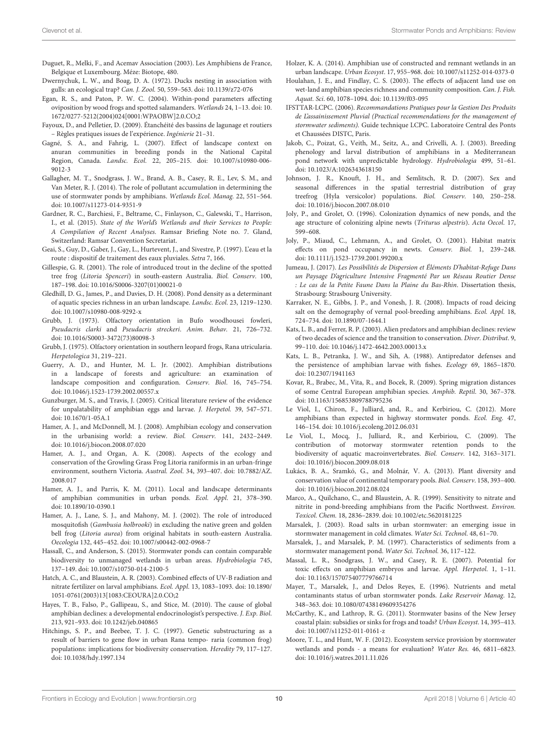Duguet, R., Melki, F., and Acemav Association (2003). Les Amphibiens de France, Belgique et Luxembourg. Méze: Biotope, 480.

Dwernychuk, L. W., and Boag, D. A. (1972). Ducks nesting in association with gulls: an ecological trap? *Can. J. Zool.* 50, 559–563. doi: 10.1139/z72-076

Egan, R. S., and Paton, P. W. C. (2004). Within-pond parameters affecting oviposition by wood frogs and spotted salamanders. *Wetlands* 24, 1–13. doi: 10.1672/0277-5212(2004)024[0001:WPAOBW]2.0.CO;2

Fayoux, D., and Pelletier, D. (2009). Étanchéité des bassins de lagunage et routiers – Règles pratiques issues de l'expérience. *Ingénierie* 21–31.

Gagné, S. A., and Fahrig, L. (2007). Effect of landscape context on anuran communities in breeding ponds in the National Capital Region, Canada. *Landsc. Ecol.* 22, 205–215. doi: 10.1007/s10980-006-9012-3

Gallagher, M. T., Snodgrass, J. W., Brand, A. B., Casey, R. E., Lev, S. M., and Van Meter, R. J. (2014). The role of pollutant accumulation in determining the use of stormwater ponds by amphibians. *Wetlands Ecol. Manag.* 22, 551–564. doi: 10.1007/s11273-014-9351-9

Gardner, R. C., Barchiesi, F., Beltrame, C., Finlayson, C., Galewski, T., Harrison, I., et al. (2015). *State of the World's Wetlands and their Services to People: A Compilation of Recent Analyses.* Ramsar Briefing Note no. 7. Gland, Switzerland: Ramsar Convention Secretariat.

Geai, S., Guy, D., Gaber, J., Gay, L., Hurtevent, J., and Sivestre, P. (1997). L'eau et la route : dispositif de traitement des eaux pluviales. *Setra* 7, 166.

Gillespie, G. R. (2001). The role of introduced trout in the decline of the spotted tree frog (*Litoria Spenceri*) in south-eastern Australia. *Biol. Conserv.* 100, 187–198. doi: 10.1016/S0006-3207(01)00021-0

Gledhill, D. G., James, P., and Davies, D. H. (2008). Pond density as a determinant of aquatic species richness in an urban landscape. *Landsc. Ecol.* 23, 1219–1230. doi: 10.1007/s10980-008-9292-x

Grubb, J. (1973). Olfactory orientation in Bufo woodhousei fowleri, *Pseudacris clarki* and *Pseudacris streckeri*. *Anim. Behav.* 21, 726–732. doi: 10.1016/S0003-3472(73)80098-3

Grubb, J. (1975). Olfactory orientation in southern leopard frogs, Rana utricularia. *Herpetologica* 31, 219–221.

Guerry, A. D., and Hunter, M. L. Jr. (2002). Amphibian distributions in a landscape of forests and agriculture: an examination of landscape composition and configuration. *Conserv. Biol.* 16, 745–754. doi: 10.1046/j.1523-1739.2002.00557.x

Gunzburger, M. S., and Travis, J. (2005). Critical literature review of the evidence for unpalatability of amphibian eggs and larvae. *J. Herpetol.* 39, 547–571. doi: 10.1670/1-05A.1

Hamer, A. J., and McDonnell, M. J. (2008). Amphibian ecology and conservation in the urbanising world: a review. *Biol. Conserv.* 141, 2432–2449. doi: 10.1016/j.biocon.2008.07.020

Hamer, A. J., and Organ, A. K. (2008). Aspects of the ecology and conservation of the Growling Grass Frog Litoria raniformis in an urban-fringe environment, southern Victoria. *Austral. Zool.* 34, 393–407. doi: 10.7882/AZ.2008.017

Hamer, A. J., and Parris, K. M. (2011). Local and landscape determinants of amphibian communities in urban ponds. *Ecol. Appl.* 21, 378–390. doi: 10.1890/10-0390.1

Hamer, A. J., Lane, S. J., and Mahony, M. J. (2002). The role of introduced mosquitofish (*Gambusia holbrooki*) in excluding the native green and golden bell frog (*Litoria aurea*) from original habitats in south-eastern Australia. *Oecologia* 132, 445–452. doi: 10.1007/s00442-002-0968-7

Hassall, C., and Anderson, S. (2015). Stormwater ponds can contain comparable biodiversity to unmanaged wetlands in urban areas. *Hydrobiologia* 745, 137–149. doi: 10.1007/s10750-014-2100-5

Hatch, A. C., and Blaustein, A. R. (2003). Combined effects of UV-B radiation and nitrate fertilizer on larval amphibians. *Ecol. Appl.* 13, 1083–1093. doi: 10.1890/1051-0761(2003)13[1083:CEOURA]2.0.CO;2

Hayes, T. B., Falso, P., Gallipeau, S., and Stice, M. (2010). The cause of global amphibian declines: a developmental endocrinologist's perspective. *J. Exp. Biol.* 213, 921–933. doi: 10.1242/jeb.040865

Hitchings, S. P., and Beebee, T. J. C. (1997). Genetic substructuring as a result of barriers to gene flow in urban Rana tempo- raria (common frog) populations: implications for biodiversity conservation. *Heredity* 79, 117–127. doi: 10.1038/hdy.1997.134

Holzer, K. A. (2014). Amphibian use of constructed and remnant wetlands in an urban landscape. *Urban Ecosyst.* 17, 955–968. doi: 10.1007/s11252-014-0373-0

Houlahan, J. E., and Findlay, C. S. (2003). The effects of adjacent land use on wet-land amphibian species richness and community composition. *Can. J. Fish. Aquat. Sci.* 60, 1078–1094. doi: 10.1139/f03-095

IFSTTAR-LCPC. (2006). *Recommandations Pratiques pour la Gestion Des Produits de L'assainissement Pluvial (Practical recommendations for the management of stormwater sediments).* Guide technique LCPC. Laboratoire Central des Ponts et Chaussées DISTC, Paris.

Jakob, C., Poizat, G., Veith, M., Seitz, A., and Crivelli, A. J. (2003). Breeding phenology and larval distribution of amphibians in a Mediterranean pond network with unpredictable hydrology. *Hydrobiologia* 499, 51–61. doi: 10.1023/A:1026343618150

Johnson, J. R., Knouft, J. H., and Semlitsch, R. D. (2007). Sex and seasonal differences in the spatial terrestrial distribution of gray treefrog (Hyla versicolor) populations. *Biol. Conserv.* 140, 250–258. doi: 10.1016/j.biocon.2007.08.010

Joly, P., and Grolet, O. (1996). Colonization dynamics of new ponds, and the age structure of colonizing alpine newts (*Triturus alpestris*). *Acta Oecol.* 17, 599–608.

Joly, P., Miaud, C., Lehmann, A., and Grolet, O. (2001). Habitat matrix effects on pond occupancy in newts. *Conserv. Biol.* 1, 239–248. doi: 10.1111/j.1523-1739.2001.99200.x

Jumeau, J. (2017). *Les Possibilités de Dispersion et Éléments D'habitat-Refuge Dans un Paysage D'agriculture Intensive Fragmenté Par un Réseau Routier Dense : Le cas de la Petite Faune Dans la Plaine du Bas-Rhin.* Dissertation thesis, Strasbourg: Strasbourg University.

Karraker, N. E., Gibbs, J. P., and Vonesh, J. R. (2008). Impacts of road deicing salt on the demography of vernal pool-breeding amphibians. *Ecol. Appl.* 18, 724–734. doi: 10.1890/07-1644.1

Kats, L. B., and Ferrer, R. P. (2003). Alien predators and amphibian declines: review of two decades of science and the transition to conservation. *Diver. Distribut.* 9, 99–110. doi: 10.1046/j.1472-4642.2003.00013.x

Kats, L. B., Petranka, J. W., and Sih, A. (1988). Antipredator defenses and the persistence of amphibian larvae with fishes. *Ecology* 69, 1865–1870. doi: 10.2307/1941163

Kovar, R., Brabec, M., Vita, R., and Bocek, R. (2009). Spring migration distances of some Central European amphibian species. *Amphib. Reptil.* 30, 367–378. doi: 10.1163/156853809788795236

Le Viol, I., Chiron, F., Julliard, and, R., and Kerbiriou, C. (2012). More amphibians than expected in highway stormwater ponds. *Ecol. Eng.* 47, 146–154. doi: 10.1016/j.ecoleng.2012.06.031

Le Viol, I., Mocq, J., Julliard, R., and Kerbiriou, C. (2009). The contribution of motorway stormwater retention ponds to the biodiversity of aquatic macroinvertebrates. *Biol. Conserv.* 142, 3163–3171. doi: 10.1016/j.biocon.2009.08.018

Lukács, B. A., Sramkó, G., and Molnár, V. A. (2013). Plant diversity and conservation value of continental temporary pools. *Biol. Conserv.* 158, 393–400. doi: 10.1016/j.biocon.2012.08.024

Marco, A., Quilchano, C., and Blaustein, A. R. (1999). Sensitivity to nitrate and nitrite in pond-breeding amphibians from the Pacific Northwest. *Environ. Toxicol. Chem.* 18, 2836–2839. doi: 10.1002/etc.5620181225

Marsalek, J. (2003). Road salts in urban stormwater: an emerging issue in stormwater management in cold climates. *Water Sci. Technol.* 48, 61–70.

Marsalek, J., and Marsalek, P. M. (1997). Characteristics of sediments from a stormwater management pond. *Water Sci. Technol.* 36, 117–122.

Massal, L. R., Snodgrass, J. W., and Casey, R. E. (2007). Potential for toxic effects on amphibian embryos and larvae. *Appl. Herpetol.* 1, 1–11. doi: 10.1163/157075407779766714

Mayer, T., Marsalek, J., and Delos Reyes, E. (1996). Nutrients and metal contaminants status of urban stormwater ponds. *Lake Reservoir Manag.* 12, 348–363. doi: 10.1080/07438149609354276

McCarthy, K., and Lathrop, R. G. (2011). Stormwater basins of the New Jersey coastal plain: subsidies or sinks for frogs and toads? *Urban Ecosyst.* 14, 395–413. doi: 10.1007/s11252-011-0161-z

Moore, T. L., and Hunt, W. F. (2012). Ecosystem service provision by stormwater wetlands and ponds - a means for evaluation? *Water Res.* 46, 6811–6823. doi: 10.1016/j.watres.2011.11.026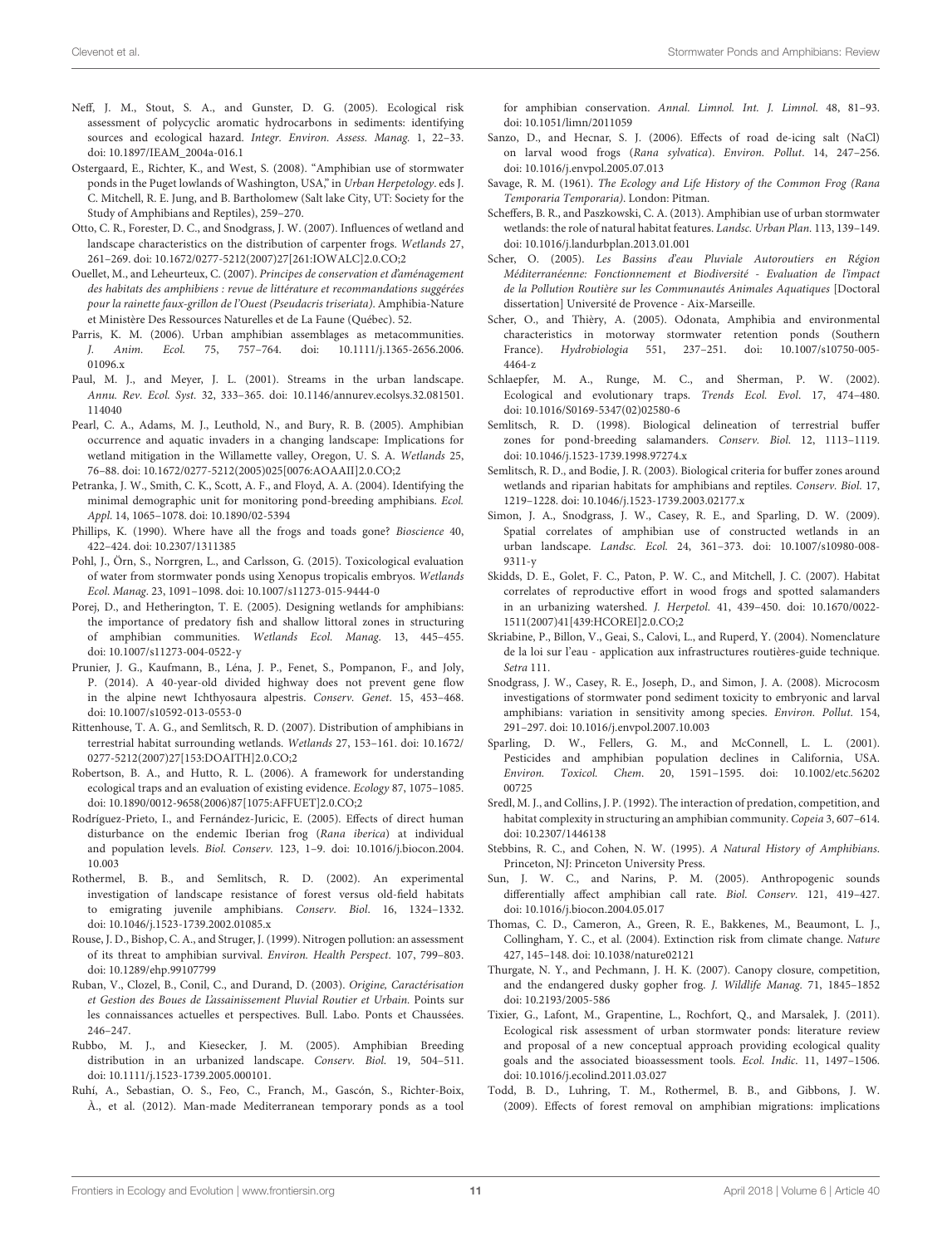Neff, J. M., Stout, S. A., and Gunster, D. G. (2005). Ecological risk assessment of polycyclic aromatic hydrocarbons in sediments: identifying sources and ecological hazard. *Integr. Environ. Assess. Manag.* 1, 22–33. doi: 10.1897/IEAM_2004a-016.1

Ostergaard, E., Richter, K., and West, S. (2008). "Amphibian use of stormwater ponds in the Puget lowlands of Washington, USA," in *Urban Herpetology*. eds J. C. Mitchell, R. E. Jung, and B. Bartholomew (Salt lake City, UT: Society for the Study of Amphibians and Reptiles), 259–270.

Otto, C. R., Forester, D. C., and Snodgrass, J. W. (2007). Influences of wetland and landscape characteristics on the distribution of carpenter frogs. *Wetlands* 27, 261–269. doi: 10.1672/0277-5212(2007)27[261:IOWALC]2.0.CO;2

Ouellet, M., and Leheurteux, C. (2007). *Principes de conservation et d'aménagement des habitats des amphibiens : revue de littérature et recommandations suggérées pour la rainette faux-grillon de l'Ouest (Pseudacris triseriata)*. Amphibia-Nature et Ministère Des Ressources Naturelles et de La Faune (Québec). 52.

Parris, K. M. (2006). Urban amphibian assemblages as metacommunities. *J. Anim. Ecol.* 75, 757–764. doi: 10.1111/j.1365-2656.2006.01096.x

Paul, M. J., and Meyer, J. L. (2001). Streams in the urban landscape. *Annu. Rev. Ecol. Syst.* 32, 333–365. doi: 10.1146/annurev.ecolsys.32.081501.114040

Pearl, C. A., Adams, M. J., Leuthold, N., and Bury, R. B. (2005). Amphibian occurrence and aquatic invaders in a changing landscape: Implications for wetland mitigation in the Willamette valley, Oregon, U. S. A. *Wetlands* 25, 76–88. doi: 10.1672/0277-5212(2005)025[0076:AOAAII]2.0.CO;2

Petranka, J. W., Smith, C. K., Scott, A. F., and Floyd, A. A. (2004). Identifying the minimal demographic unit for monitoring pond-breeding amphibians. *Ecol. Appl.* 14, 1065–1078. doi: 10.1890/02-5394

Phillips, K. (1990). Where have all the frogs and toads gone? *Bioscience* 40, 422–424. doi: 10.2307/1311385

Pohl, J., Örn, S., Norrgren, L., and Carlsson, G. (2015). Toxicological evaluation of water from stormwater ponds using Xenopus tropicalis embryos. *Wetlands Ecol. Manag.* 23, 1091–1098. doi: 10.1007/s11273-015-9444-0

Porej, D., and Hetherington, T. E. (2005). Designing wetlands for amphibians: the importance of predatory fish and shallow littoral zones in structuring of amphibian communities. *Wetlands Ecol. Manag.* 13, 445–455. doi: 10.1007/s11273-004-0522-y

Prunier, J. G., Kaufmann, B., Léna, J. P., Fenet, S., Pompanon, F., and Joly, P. (2014). A 40-year-old divided highway does not prevent gene flow in the alpine newt Ichthyosaura alpestris. *Conserv. Genet.* 15, 453–468. doi: 10.1007/s10592-013-0553-0

Rittenhouse, T. A. G., and Semlitsch, R. D. (2007). Distribution of amphibians in terrestrial habitat surrounding wetlands. *Wetlands* 27, 153–161. doi: 10.1672/0277-5212(2007)27[153:DOAITH]2.0.CO;2

Robertson, B. A., and Hutto, R. L. (2006). A framework for understanding ecological traps and an evaluation of existing evidence. *Ecology* 87, 1075–1085. doi: 10.1890/0012-9658(2006)87[1075:AFFUET]2.0.CO;2

Rodríguez-Prieto, I., and Fernández-Juricic, E. (2005). Effects of direct human disturbance on the endemic Iberian frog (*Rana iberica*) at individual and population levels. *Biol. Conserv.* 123, 1–9. doi: 10.1016/j.biocon.2004.10.003

Rothermel, B. B., and Semlitsch, R. D. (2002). An experimental investigation of landscape resistance of forest versus old-field habitats to emigrating juvenile amphibians. *Conserv. Biol.* 16, 1324–1332. doi: 10.1046/j.1523-1739.2002.01085.x

Rouse, J. D., Bishop, C. A., and Struger, J. (1999). Nitrogen pollution: an assessment of its threat to amphibian survival. *Environ. Health Perspect.* 107, 799–803. doi: 10.1289/ehp.99107799

Ruban, V., Clozel, B., Conil, C., and Durand, D. (2003). *Origine, Caractérisation et Gestion des Boues de L'assainissement Pluvial Routier et Urbain.* Points sur les connaissances actuelles et perspectives. Bull. Labo. Ponts et Chaussées. 246–247.

Rubbo, M. J., and Kiesecker, J. M. (2005). Amphibian Breeding distribution in an urbanized landscape. *Conserv. Biol.* 19, 504–511. doi: 10.1111/j.1523-1739.2005.000101.

Ruhí, A., Sebastian, O. S., Feo, C., Franch, M., Gascón, S., Richter-Boix, À., et al. (2012). Man-made Mediterranean temporary ponds as a tool for amphibian conservation. *Annal. Limnol. Int. J. Limnol.* 48, 81–93. doi: 10.1051/limn/2011059

Sanzo, D., and Hecnar, S. J. (2006). Effects of road de-icing salt (NaCl) on larval wood frogs (*Rana sylvatica*). *Environ. Pollut.* 14, 247–256. doi: 10.1016/j.envpol.2005.07.013

Savage, R. M. (1961). *The Ecology and Life History of the Common Frog (Rana Temporaria Temporaria).* London: Pitman.

Scheffers, B. R., and Paszkowski, C. A. (2013). Amphibian use of urban stormwater wetlands: the role of natural habitat features. *Landsc. Urban Plan.* 113, 139–149. doi: 10.1016/j.landurbplan.2013.01.001

Scher, O. (2005). *Les Bassins d'eau Pluviale Autoroutiers en Région Méditerranéenne: Fonctionnement et Biodiversité - Evaluation de l'impact de la Pollution Routière sur les Communautés Animales Aquatiques* [Doctoral dissertation] Université de Provence - Aix-Marseille.

Scher, O., and Thièry, A. (2005). Odonata, Amphibia and environmental characteristics in motorway stormwater retention ponds (Southern France). *Hydrobiologia* 551, 237–251. doi: 10.1007/s10750-005-4464-z

Schlaepfer, M. A., Runge, M. C., and Sherman, P. W. (2002). Ecological and evolutionary traps. *Trends Ecol. Evol.* 17, 474–480. doi: 10.1016/S0169-5347(02)02580-6

Semlitsch, R. D. (1998). Biological delineation of terrestrial buffer zones for pond-breeding salamanders. *Conserv. Biol.* 12, 1113–1119. doi: 10.1046/j.1523-1739.1998.97274.x

Semlitsch, R. D., and Bodie, J. R. (2003). Biological criteria for buffer zones around wetlands and riparian habitats for amphibians and reptiles. *Conserv. Biol.* 17, 1219–1228. doi: 10.1046/j.1523-1739.2003.02177.x

Simon, J. A., Snodgrass, J. W., Casey, R. E., and Sparling, D. W. (2009). Spatial correlates of amphibian use of constructed wetlands in an urban landscape. *Landsc. Ecol.* 24, 361–373. doi: 10.1007/s10980-008-9311-y

Skidds, D. E., Golet, F. C., Paton, P. W. C., and Mitchell, J. C. (2007). Habitat correlates of reproductive effort in wood frogs and spotted salamanders in an urbanizing watershed. *J. Herpetol.* 41, 439–450. doi: 10.1670/0022-1511(2007)41[439:HCOREI]2.0.CO;2

Skriabine, P., Billon, V., Geai, S., Calovi, L., and Ruperd, Y. (2004). Nomenclature de la loi sur l'eau - application aux infrastructures routières-guide technique. *Setra* 111.

Snodgrass, J. W., Casey, R. E., Joseph, D., and Simon, J. A. (2008). Microcosm investigations of stormwater pond sediment toxicity to embryonic and larval amphibians: variation in sensitivity among species. *Environ. Pollut.* 154, 291–297. doi: 10.1016/j.envpol.2007.10.003

Sparling, D. W., Fellers, G. M., and McConnell, L. L. (2001). Pesticides and amphibian population declines in California, USA. *Environ. Toxicol. Chem.* 20, 1591–1595. doi: 10.1002/etc.5620200725

Sredl, M. J., and Collins, J. P. (1992). The interaction of predation, competition, and habitat complexity in structuring an amphibian community. *Copeia* 3, 607–614. doi: 10.2307/1446138

Stebbins, R. C., and Cohen, N. W. (1995). *A Natural History of Amphibians.* Princeton, NJ: Princeton University Press.

Sun, J. W. C., and Narins, P. M. (2005). Anthropogenic sounds differentially affect amphibian call rate. *Biol. Conserv.* 121, 419–427. doi: 10.1016/j.biocon.2004.05.017

Thomas, C. D., Cameron, A., Green, R. E., Bakkenes, M., Beaumont, L. J., Collingham, Y. C., et al. (2004). Extinction risk from climate change. *Nature* 427, 145–148. doi: 10.1038/nature02121

Thurgate, N. Y., and Pechmann, J. H. K. (2007). Canopy closure, competition, and the endangered dusky gopher frog. *J. Wildlife Manag.* 71, 1845–1852 doi: 10.2193/2005-586

Tixier, G., Lafont, M., Grapentine, L., Rochfort, Q., and Marsalek, J. (2011). Ecological risk assessment of urban stormwater ponds: literature review and proposal of a new conceptual approach providing ecological quality goals and the associated bioassessment tools. *Ecol. Indic.* 11, 1497–1506. doi: 10.1016/j.ecolind.2011.03.027

Todd, B. D., Luhring, T. M., Rothermel, B. B., and Gibbons, J. W. (2009). Effects of forest removal on amphibian migrations: implications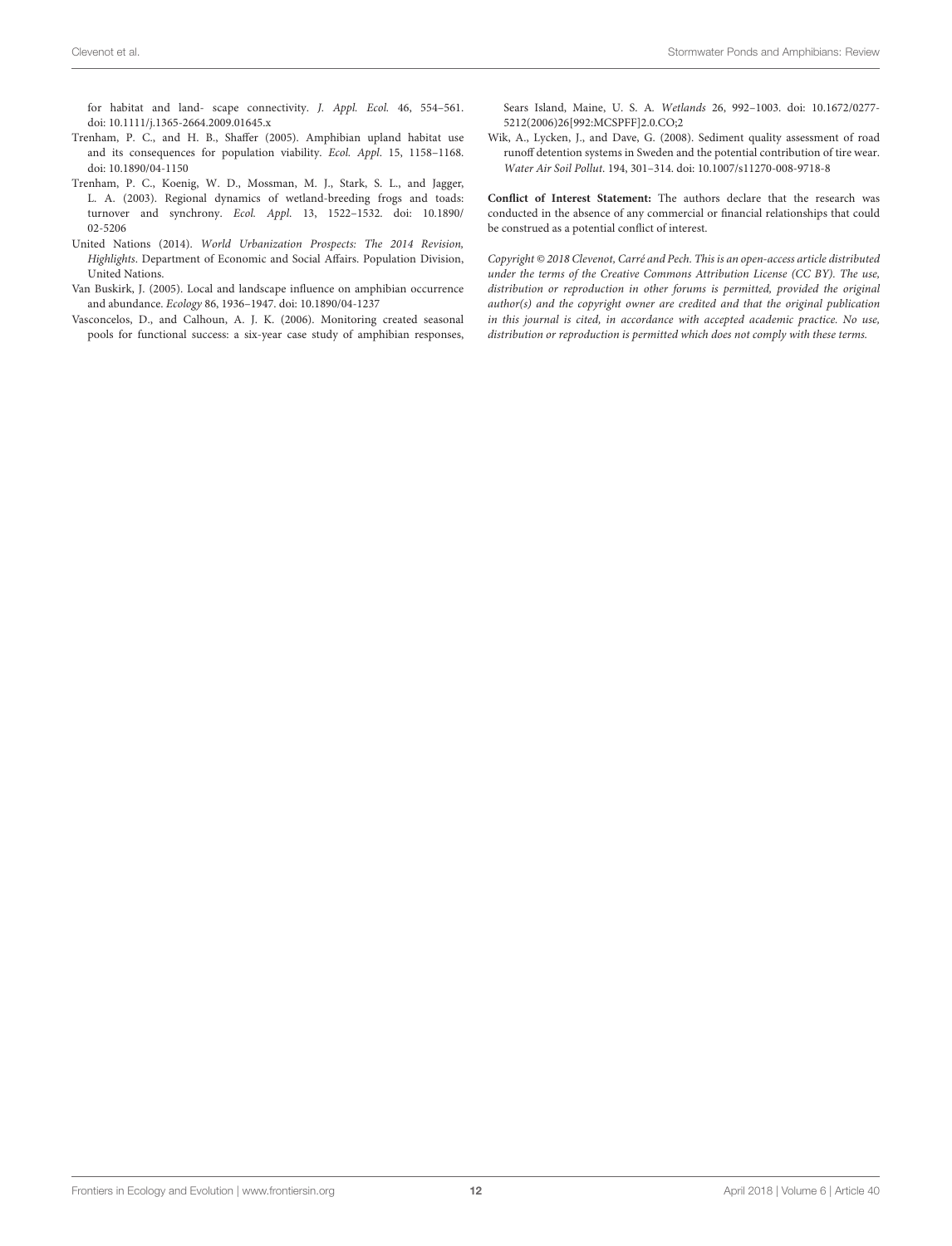for habitat and land- scape connectivity. *J. Appl. Ecol.* 46, 554–561. doi: 10.1111/j.1365-2664.2009.01645.x

Trenham, P. C., and H. B., Shaffer (2005). Amphibian upland habitat use and its consequences for population viability. *Ecol. Appl*. 15, 1158–1168. doi: 10.1890/04-1150

Trenham, P. C., Koenig, W. D., Mossman, M. J., Stark, S. L., and Jagger, L. A. (2003). Regional dynamics of wetland-breeding frogs and toads: turnover and synchrony. *Ecol. Appl.* 13, 1522–1532. doi: 10.1890/02-5206

United Nations (2014). *World Urbanization Prospects: The 2014 Revision, Highlights*. Department of Economic and Social Affairs. Population Division, United Nations.

Van Buskirk, J. (2005). Local and landscape influence on amphibian occurrence and abundance. *Ecology* 86, 1936–1947. doi: 10.1890/04-1237

Vasconcelos, D., and Calhoun, A. J. K. (2006). Monitoring created seasonal pools for functional success: a six-year case study of amphibian responses, Sears Island, Maine, U. S. A. *Wetlands* 26, 992–1003. doi: 10.1672/0277-5212(2006)26[992:MCSPFF]2.0.CO;2

Wik, A., Lycken, J., and Dave, G. (2008). Sediment quality assessment of road runoff detention systems in Sweden and the potential contribution of tire wear. *Water Air Soil Pollut.* 194, 301–314. doi: 10.1007/s11270-008-9718-8

**Conflict of Interest Statement:** The authors declare that the research was conducted in the absence of any commercial or financial relationships that could be construed as a potential conflict of interest.

*Copyright © 2018 Clevenot, Carré and Pech. This is an open-access article distributed under the terms of the Creative Commons Attribution License (CC BY). The use, distribution or reproduction in other forums is permitted, provided the original author(s) and the copyright owner are credited and that the original publication in this journal is cited, in accordance with accepted academic practice. No use, distribution or reproduction is permitted which does not comply with these terms.*